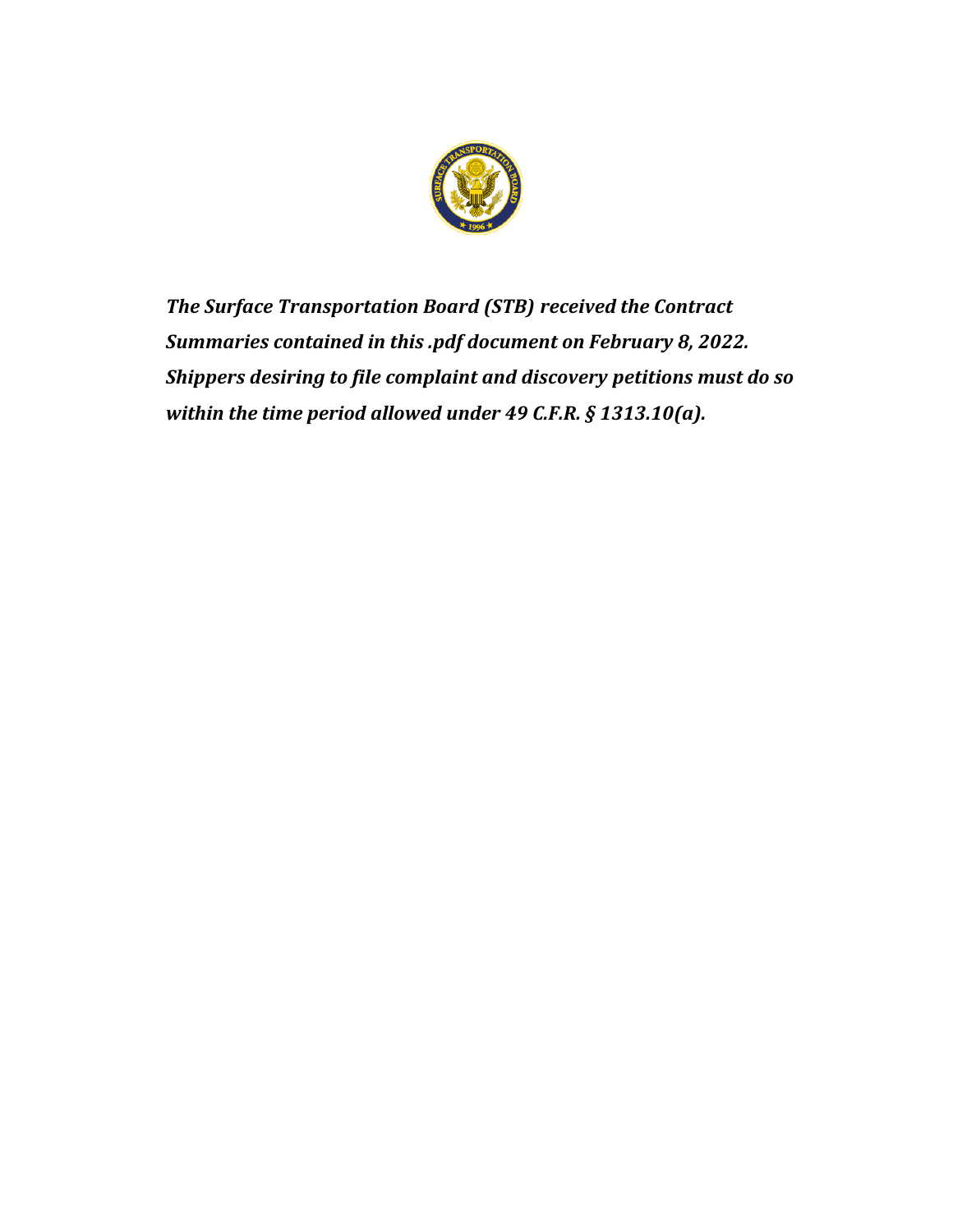***The Surface Transportation Board (STB) received the Contract Summaries contained in this .pdf document on February 8, 2022. Shippers desiring to file complaint and discovery petitions must do so within the time period allowed under 49 C.F.R. § 1313.10(a).***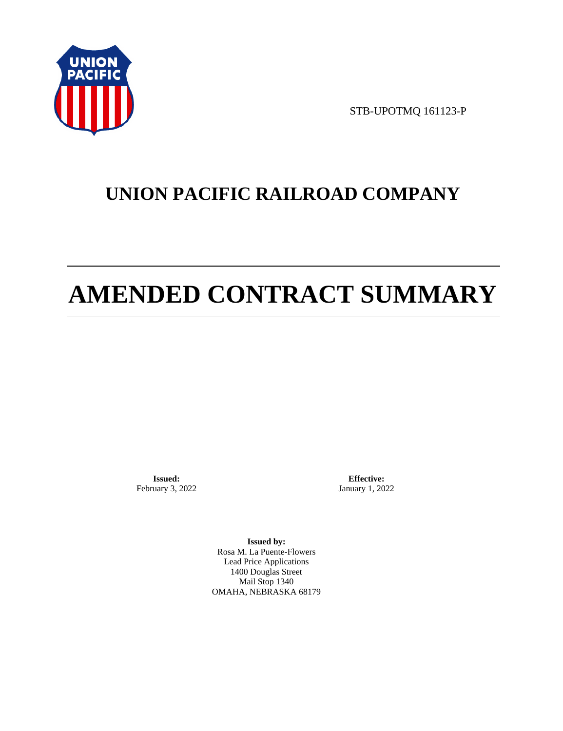STB-UPOTMQ 161123-P

# UNION PACIFIC RAILROAD COMPANY

# AMENDED CONTRACT SUMMARY

**Issued:**
February 3, 2022

**Effective:**
January 1, 2022

**Issued by:**
Rosa M. La Puente-Flowers
Lead Price Applications
1400 Douglas Street
Mail Stop 1340
OMAHA, NEBRASKA 68179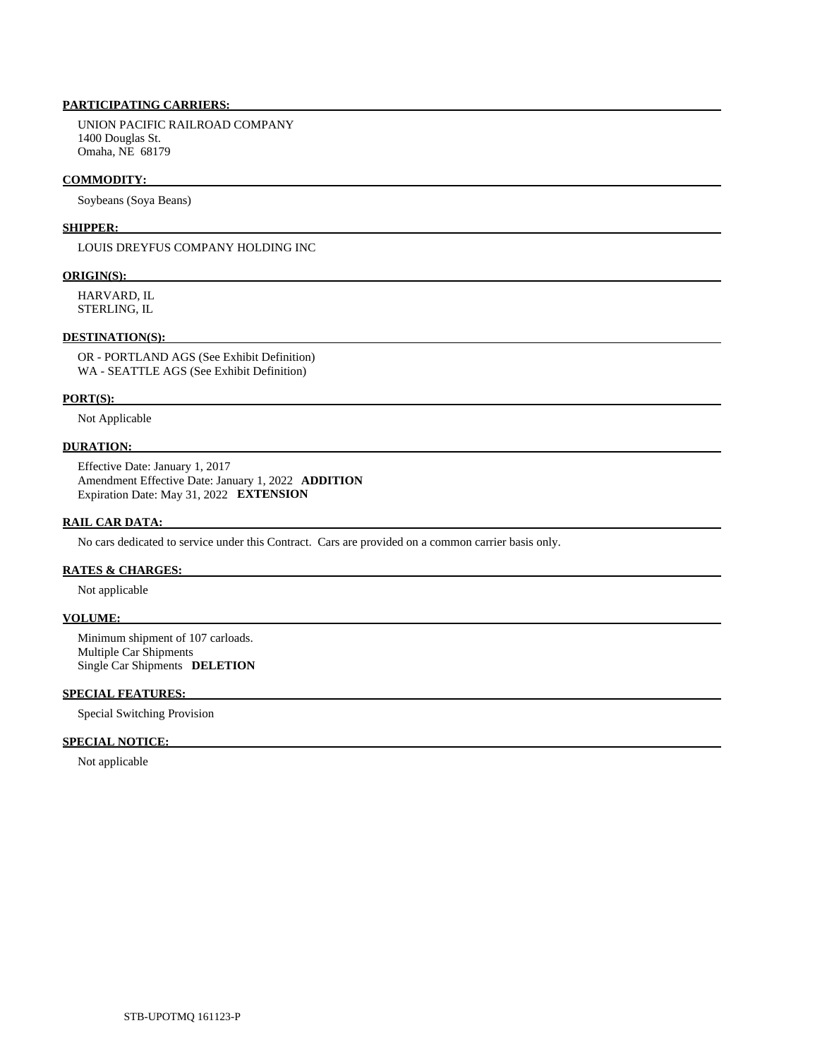**PARTICIPATING CARRIERS:**

UNION PACIFIC RAILROAD COMPANY
1400 Douglas St.
Omaha, NE 68179

**COMMODITY:**

Soybeans (Soya Beans)

**SHIPPER:**

LOUIS DREYFUS COMPANY HOLDING INC

**ORIGIN(S):**

HARVARD, IL
STERLING, IL

**DESTINATION(S):**

OR - PORTLAND AGS (See Exhibit Definition)
WA - SEATTLE AGS (See Exhibit Definition)

**PORT(S):**

Not Applicable

**DURATION:**

Effective Date: January 1, 2017
Amendment Effective Date: January 1, 2022 **ADDITION**
Expiration Date: May 31, 2022 **EXTENSION**

**RAIL CAR DATA:**

No cars dedicated to service under this Contract. Cars are provided on a common carrier basis only.

**RATES & CHARGES:**

Not applicable

**VOLUME:**

Minimum shipment of 107 carloads.
Multiple Car Shipments
Single Car Shipments **DELETION**

**SPECIAL FEATURES:**

Special Switching Provision

**SPECIAL NOTICE:**

Not applicable

STB-UPOTMQ 161123-P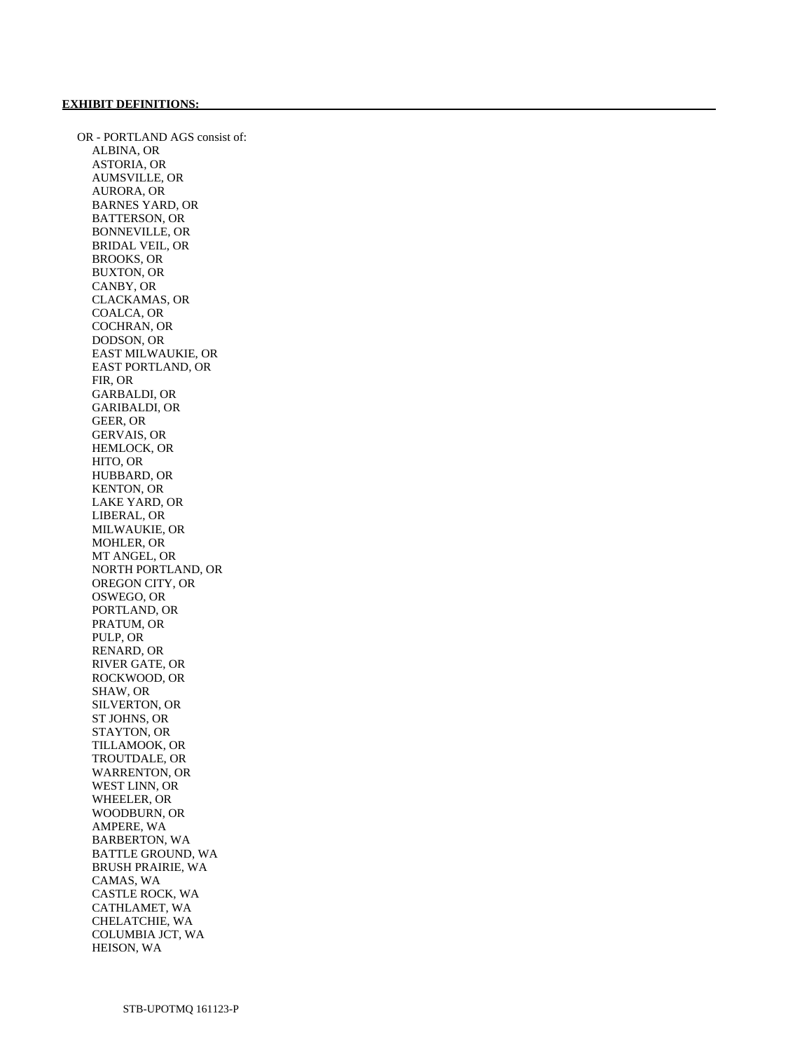**EXHIBIT DEFINITIONS:**

OR - PORTLAND AGS consist of:

- ALBINA, OR
- ASTORIA, OR
- AUMSVILLE, OR
- AURORA, OR
- BARNES YARD, OR
- BATTERSON, OR
- BONNEVILLE, OR
- BRIDAL VEIL, OR
- BROOKS, OR
- BUXTON, OR
- CANBY, OR
- CLACKAMAS, OR
- COALCA, OR
- COCHRAN, OR
- DODSON, OR
- EAST MILWAUKIE, OR
- EAST PORTLAND, OR
- FIR, OR
- GARBALDI, OR
- GARIBALDI, OR
- GEER, OR
- GERVAIS, OR
- HEMLOCK, OR
- HITO, OR
- HUBBARD, OR
- KENTON, OR
- LAKE YARD, OR
- LIBERAL, OR
- MILWAUKIE, OR
- MOHLER, OR
- MT ANGEL, OR
- NORTH PORTLAND, OR
- OREGON CITY, OR
- OSWEGO, OR
- PORTLAND, OR
- PRATUM, OR
- PULP, OR
- RENARD, OR
- RIVER GATE, OR
- ROCKWOOD, OR
- SHAW, OR
- SILVERTON, OR
- ST JOHNS, OR
- STAYTON, OR
- TILLAMOOK, OR
- TROUTDALE, OR
- WARRENTON, OR
- WEST LINN, OR
- WHEELER, OR
- WOODBURN, OR
- AMPERE, WA
- BARBERTON, WA
- BATTLE GROUND, WA
- BRUSH PRAIRIE, WA
- CAMAS, WA
- CASTLE ROCK, WA
- CATHLAMET, WA
- CHELATCHIE, WA
- COLUMBIA JCT, WA
- HEISON, WA

STB-UPOTMQ 161123-P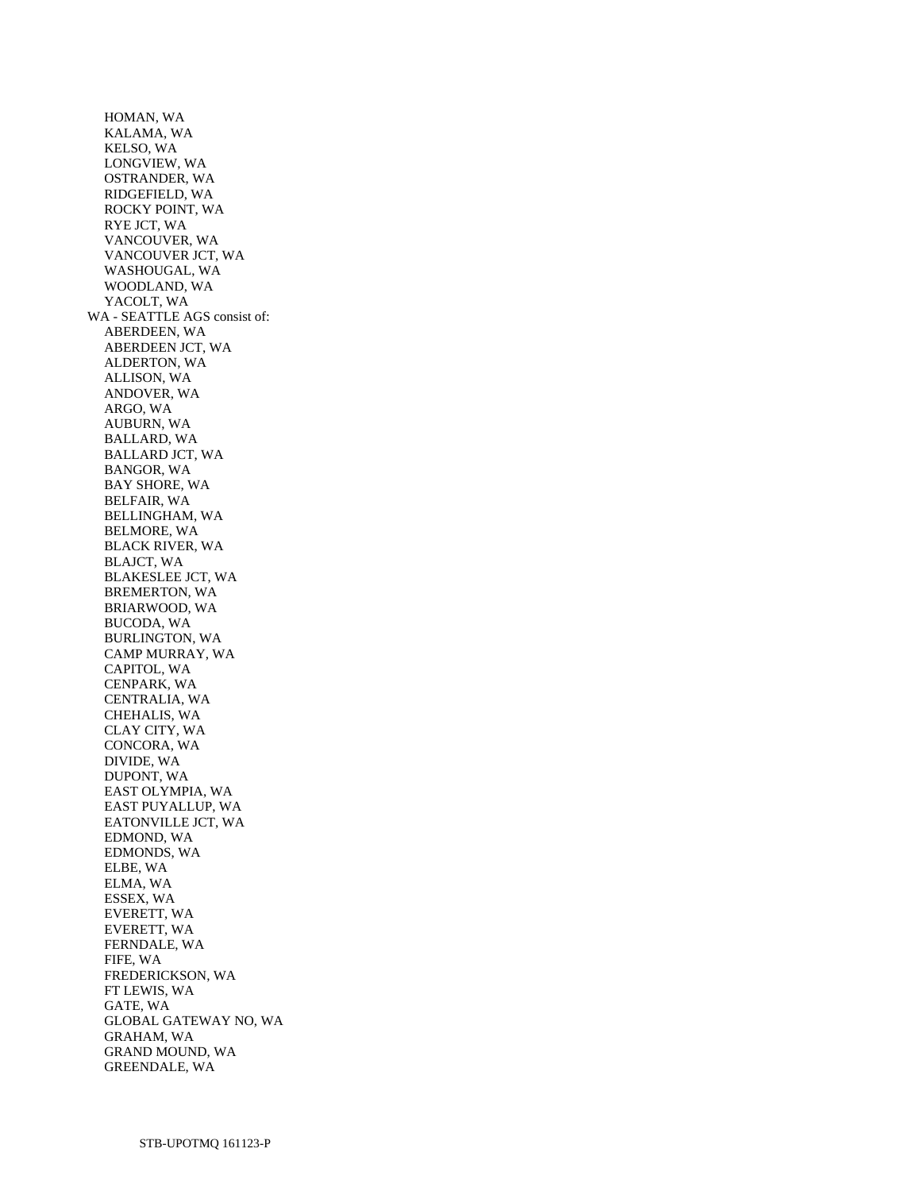HOMAN, WA
KALAMA, WA
KELSO, WA
LONGVIEW, WA
OSTRANDER, WA
RIDGEFIELD, WA
ROCKY POINT, WA
RYE JCT, WA
VANCOUVER, WA
VANCOUVER JCT, WA
WASHOUGAL, WA
WOODLAND, WA
YACOLT, WA

WA - SEATTLE AGS consist of:

ABERDEEN, WA
ABERDEEN JCT, WA
ALDERTON, WA
ALLISON, WA
ANDOVER, WA
ARGO, WA
AUBURN, WA
BALLARD, WA
BALLARD JCT, WA
BANGOR, WA
BAY SHORE, WA
BELFAIR, WA
BELLINGHAM, WA
BELMORE, WA
BLACK RIVER, WA
BLAJCT, WA
BLAKESLEE JCT, WA
BREMERTON, WA
BRIARWOOD, WA
BUCODA, WA
BURLINGTON, WA
CAMP MURRAY, WA
CAPITOL, WA
CENPARK, WA
CENTRALIA, WA
CHEHALIS, WA
CLAY CITY, WA
CONCORA, WA
DIVIDE, WA
DUPONT, WA
EAST OLYMPIA, WA
EAST PUYALLUP, WA
EATONVILLE JCT, WA
EDMOND, WA
EDMONDS, WA
ELBE, WA
ELMA, WA
ESSEX, WA
EVERETT, WA
EVERETT, WA
FERNDALE, WA
FIFE, WA
FREDERICKSON, WA
FT LEWIS, WA
GATE, WA
GLOBAL GATEWAY NO, WA
GRAHAM, WA
GRAND MOUND, WA
GREENDALE, WA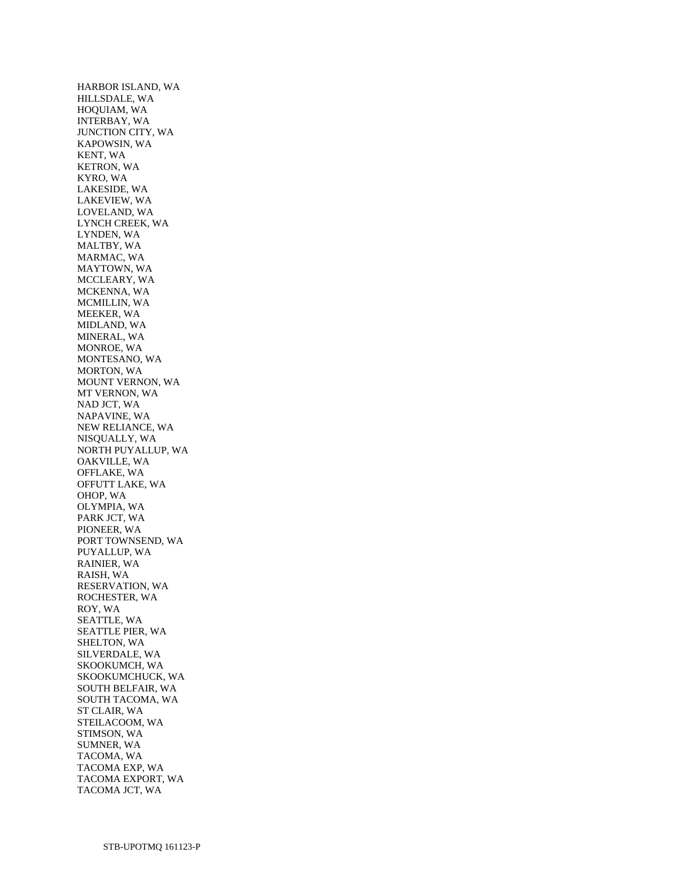HARBOR ISLAND, WA
HILLSDALE, WA
HOQUIAM, WA
INTERBAY, WA
JUNCTION CITY, WA
KAPOWSIN, WA
KENT, WA
KETRON, WA
KYRO, WA
LAKESIDE, WA
LAKEVIEW, WA
LOVELAND, WA
LYNCH CREEK, WA
LYNDEN, WA
MALTBY, WA
MARMAC, WA
MAYTOWN, WA
MCCLEARY, WA
MCKENNA, WA
MCMILLIN, WA
MEEKER, WA
MIDLAND, WA
MINERAL, WA
MONROE, WA
MONTESANO, WA
MORTON, WA
MOUNT VERNON, WA
MT VERNON, WA
NAD JCT, WA
NAPAVINE, WA
NEW RELIANCE, WA
NISQUALLY, WA
NORTH PUYALLUP, WA
OAKVILLE, WA
OFFLAKE, WA
OFFUTT LAKE, WA
OHOP, WA
OLYMPIA, WA
PARK JCT, WA
PIONEER, WA
PORT TOWNSEND, WA
PUYALLUP, WA
RAINIER, WA
RAISH, WA
RESERVATION, WA
ROCHESTER, WA
ROY, WA
SEATTLE, WA
SEATTLE PIER, WA
SHELTON, WA
SILVERDALE, WA
SKOOKUMCH, WA
SKOOKUMCHUCK, WA
SOUTH BELFAIR, WA
SOUTH TACOMA, WA
ST CLAIR, WA
STEILACOOM, WA
STIMSON, WA
SUMNER, WA
TACOMA, WA
TACOMA EXP, WA
TACOMA EXPORT, WA
TACOMA JCT, WA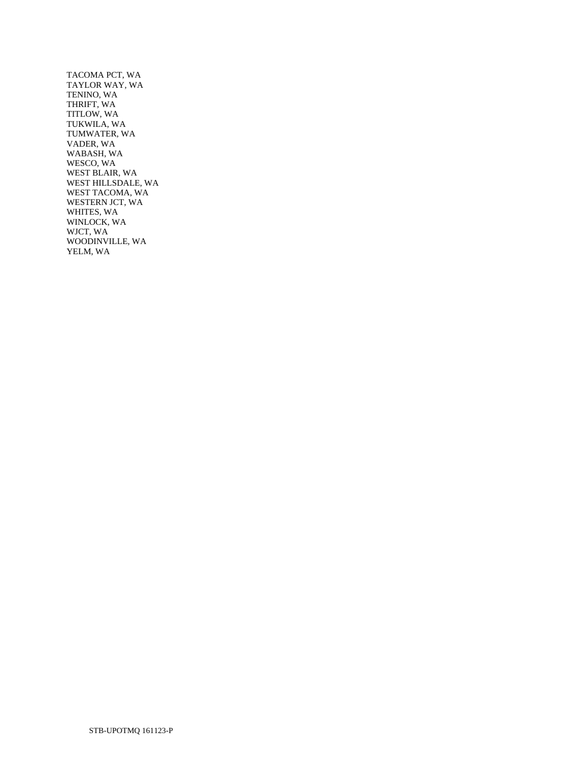TACOMA PCT, WA
TAYLOR WAY, WA
TENINO, WA
THRIFT, WA
TITLOW, WA
TUKWILA, WA
TUMWATER, WA
VADER, WA
WABASH, WA
WESCO, WA
WEST BLAIR, WA
WEST HILLSDALE, WA
WEST TACOMA, WA
WESTERN JCT, WA
WHITES, WA
WINLOCK, WA
WJCT, WA
WOODINVILLE, WA
YELM, WA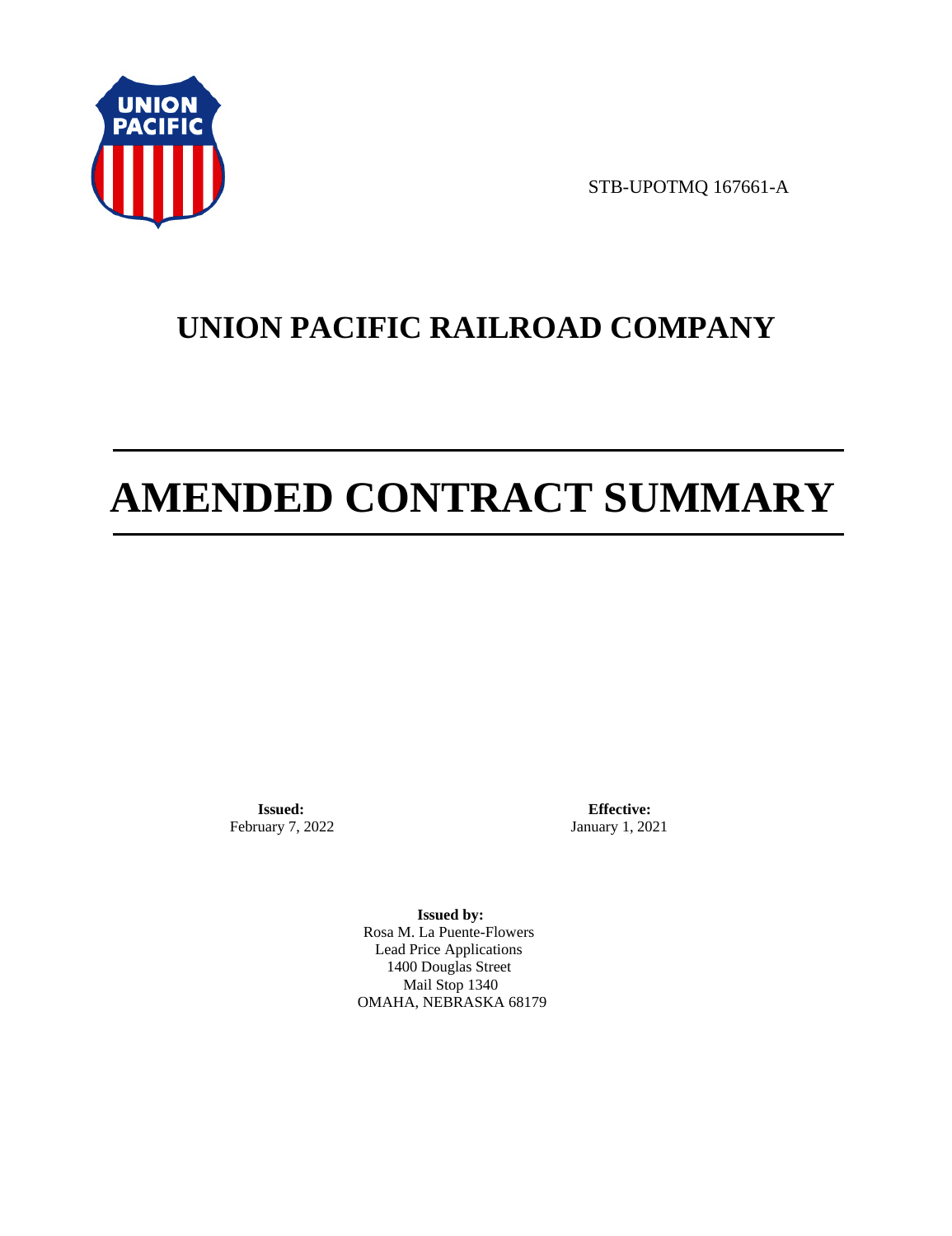STB-UPOTMQ 167661-A

# UNION PACIFIC RAILROAD COMPANY

# AMENDED CONTRACT SUMMARY

**Issued:**
February 7, 2022

**Effective:**
January 1, 2021

**Issued by:**
Rosa M. La Puente-Flowers
Lead Price Applications
1400 Douglas Street
Mail Stop 1340
OMAHA, NEBRASKA 68179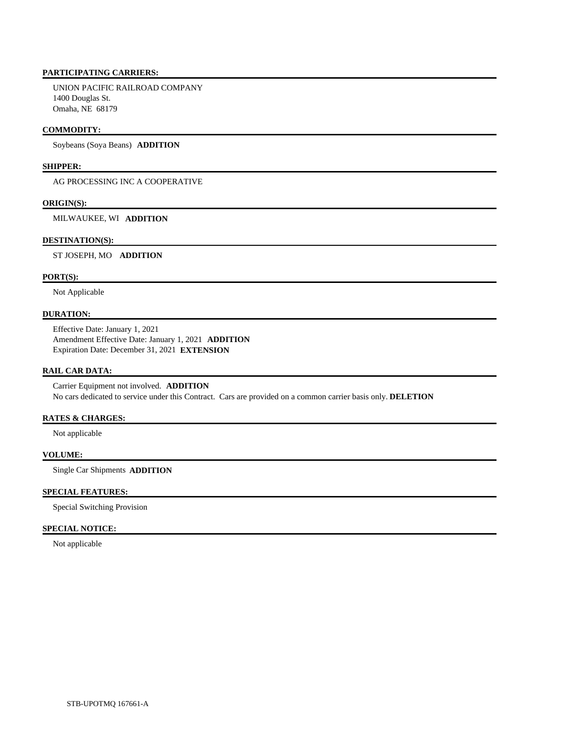**PARTICIPATING CARRIERS:**

UNION PACIFIC RAILROAD COMPANY
1400 Douglas St.
Omaha, NE 68179

**COMMODITY:**

Soybeans (Soya Beans) **ADDITION**

**SHIPPER:**

AG PROCESSING INC A COOPERATIVE

**ORIGIN(S):**

MILWAUKEE, WI **ADDITION**

**DESTINATION(S):**

ST JOSEPH, MO **ADDITION**

**PORT(S):**

Not Applicable

**DURATION:**

Effective Date: January 1, 2021
Amendment Effective Date: January 1, 2021 **ADDITION**
Expiration Date: December 31, 2021 **EXTENSION**

**RAIL CAR DATA:**

Carrier Equipment not involved. **ADDITION**
No cars dedicated to service under this Contract. Cars are provided on a common carrier basis only. **DELETION**

**RATES & CHARGES:**

Not applicable

**VOLUME:**

Single Car Shipments **ADDITION**

**SPECIAL FEATURES:**

Special Switching Provision

**SPECIAL NOTICE:**

Not applicable

STB-UPOTMQ 167661-A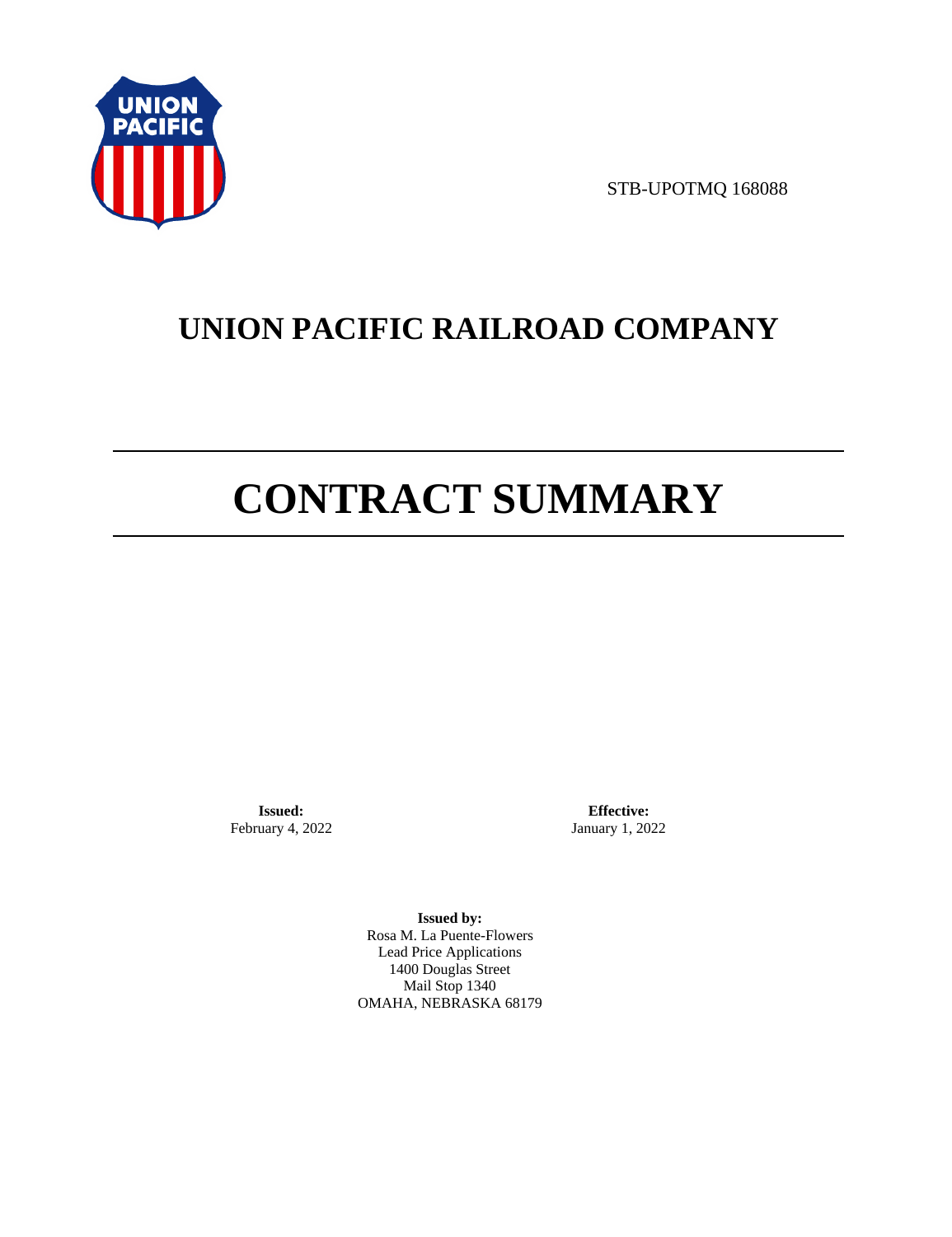STB-UPOTMQ 168088

# UNION PACIFIC RAILROAD COMPANY

# CONTRACT SUMMARY

**Issued:**
February 4, 2022

**Effective:**
January 1, 2022

**Issued by:**
Rosa M. La Puente-Flowers
Lead Price Applications
1400 Douglas Street
Mail Stop 1340
OMAHA, NEBRASKA 68179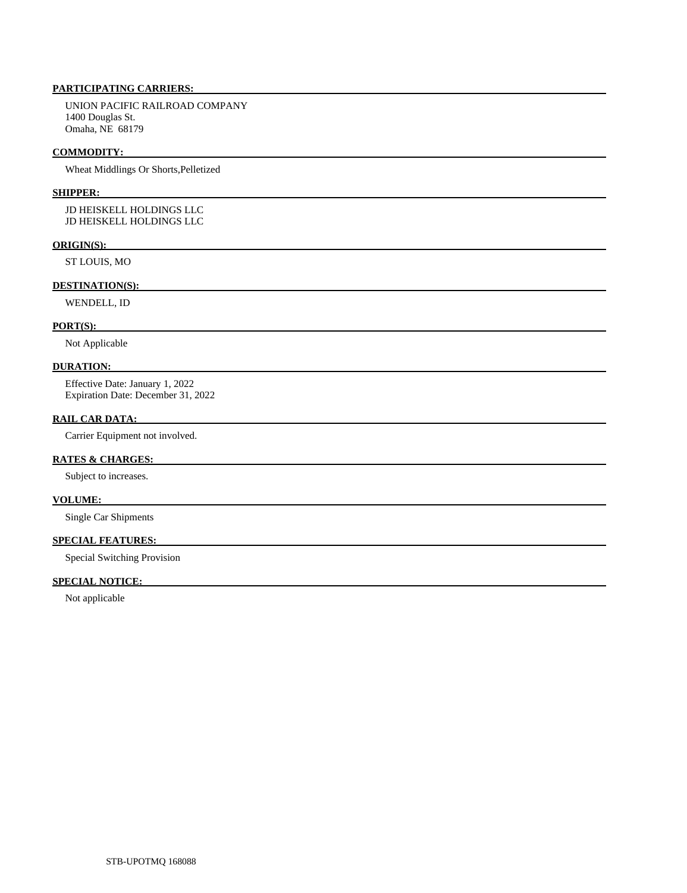**PARTICIPATING CARRIERS:**

UNION PACIFIC RAILROAD COMPANY
1400 Douglas St.
Omaha, NE 68179

**COMMODITY:**

Wheat Middlings Or Shorts,Pelletized

**SHIPPER:**

JD HEISKELL HOLDINGS LLC
JD HEISKELL HOLDINGS LLC

**ORIGIN(S):**

ST LOUIS, MO

**DESTINATION(S):**

WENDELL, ID

**PORT(S):**

Not Applicable

**DURATION:**

Effective Date: January 1, 2022
Expiration Date: December 31, 2022

**RAIL CAR DATA:**

Carrier Equipment not involved.

**RATES & CHARGES:**

Subject to increases.

**VOLUME:**

Single Car Shipments

**SPECIAL FEATURES:**

Special Switching Provision

**SPECIAL NOTICE:**

Not applicable

STB-UPOTMQ 168088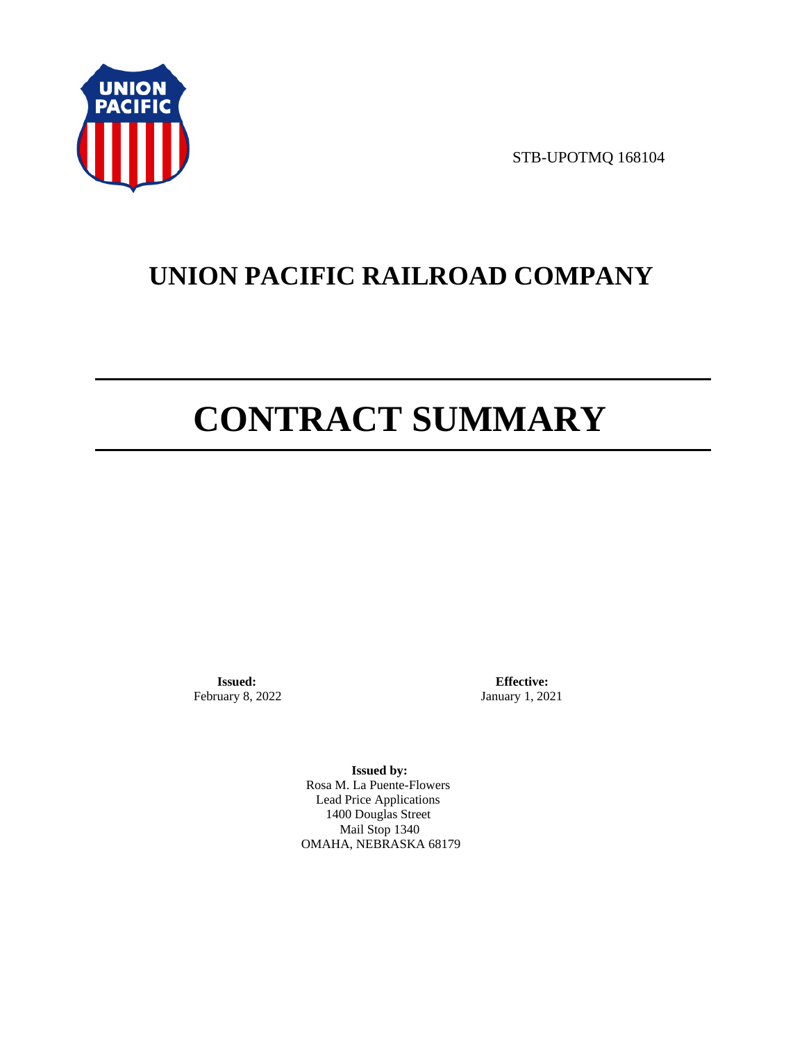STB-UPOTMQ 168104

# UNION PACIFIC RAILROAD COMPANY

# CONTRACT SUMMARY

**Issued:**
February 8, 2022

**Effective:**
January 1, 2021

**Issued by:**
Rosa M. La Puente-Flowers
Lead Price Applications
1400 Douglas Street
Mail Stop 1340
OMAHA, NEBRASKA 68179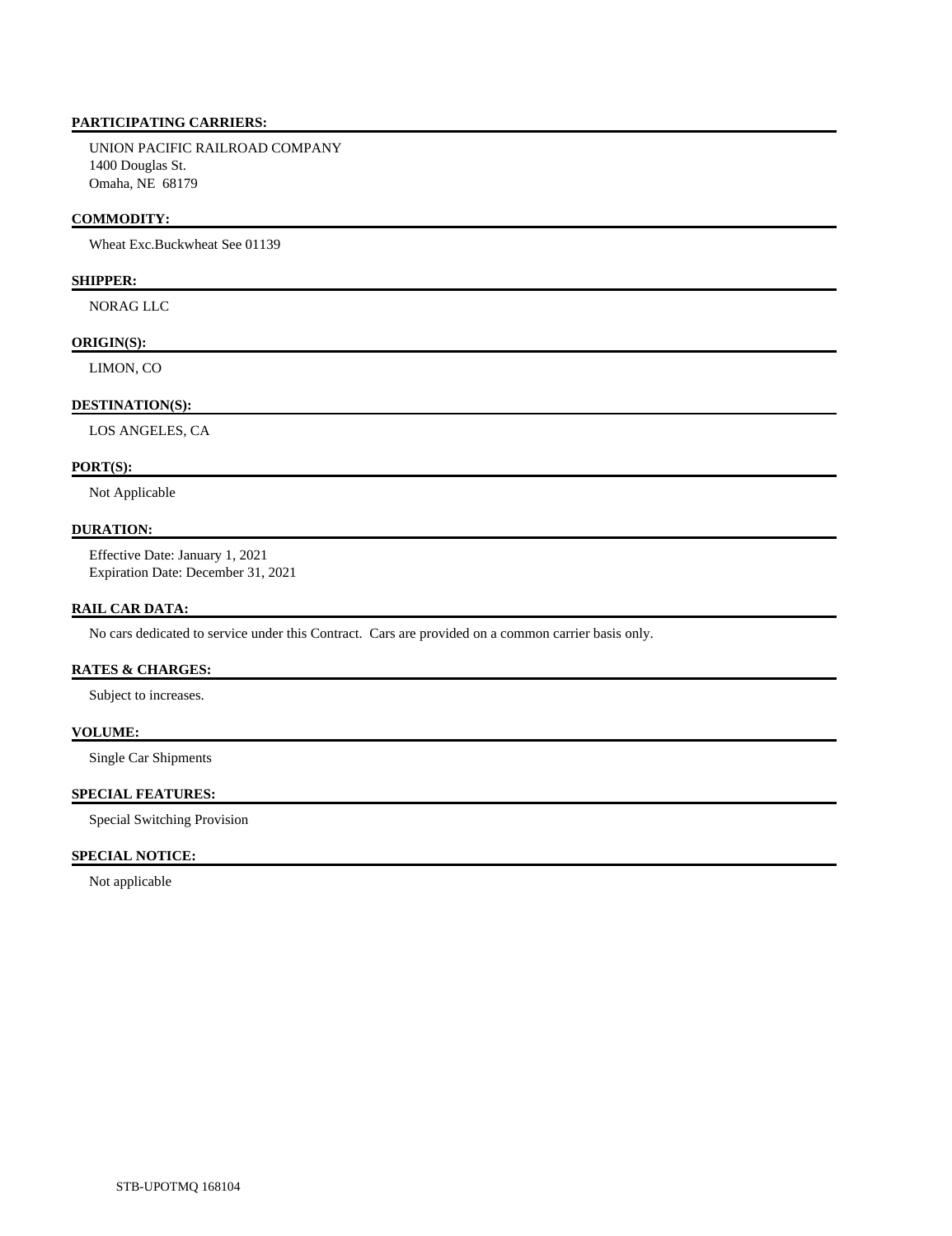**PARTICIPATING CARRIERS:**

UNION PACIFIC RAILROAD COMPANY
1400 Douglas St.
Omaha, NE 68179

**COMMODITY:**

Wheat Exc.Buckwheat See 01139

**SHIPPER:**

NORAG LLC

**ORIGIN(S):**

LIMON, CO

**DESTINATION(S):**

LOS ANGELES, CA

**PORT(S):**

Not Applicable

**DURATION:**

Effective Date: January 1, 2021
Expiration Date: December 31, 2021

**RAIL CAR DATA:**

No cars dedicated to service under this Contract. Cars are provided on a common carrier basis only.

**RATES & CHARGES:**

Subject to increases.

**VOLUME:**

Single Car Shipments

**SPECIAL FEATURES:**

Special Switching Provision

**SPECIAL NOTICE:**

Not applicable

STB-UPOTMQ 168104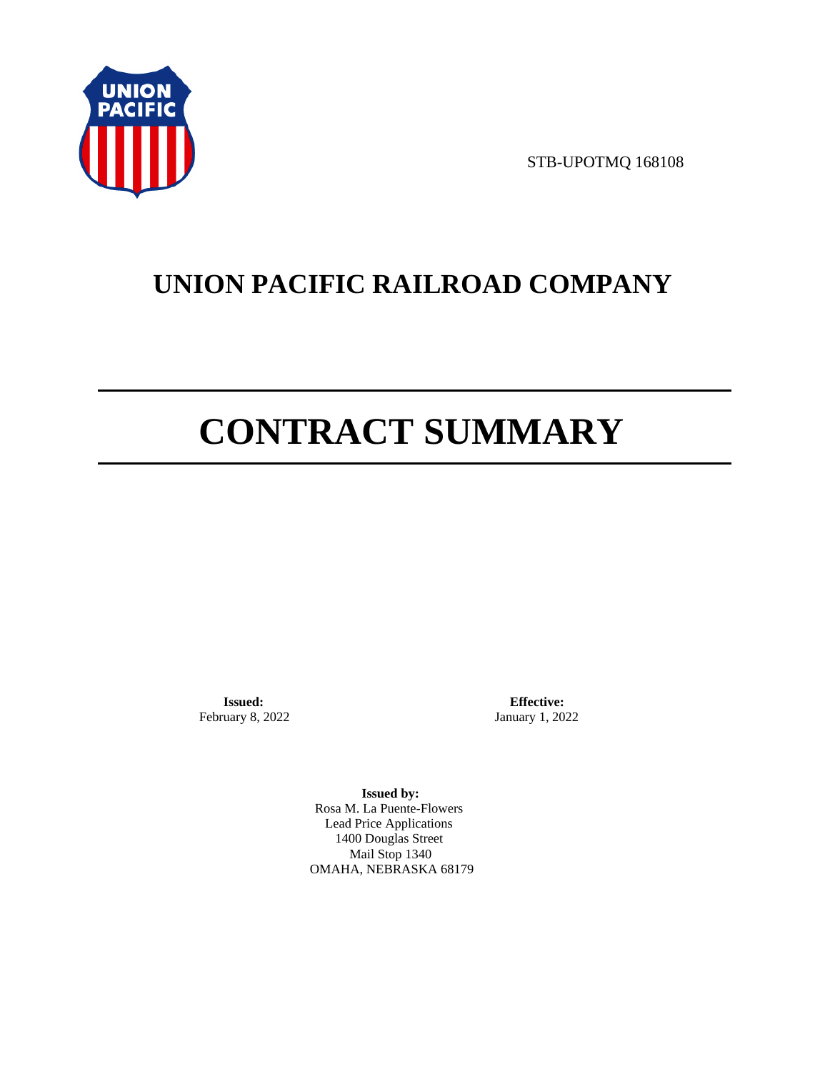STB-UPOTMQ 168108

# UNION PACIFIC RAILROAD COMPANY

# CONTRACT SUMMARY

**Issued:**
February 8, 2022

**Effective:**
January 1, 2022

**Issued by:**
Rosa M. La Puente-Flowers
Lead Price Applications
1400 Douglas Street
Mail Stop 1340
OMAHA, NEBRASKA 68179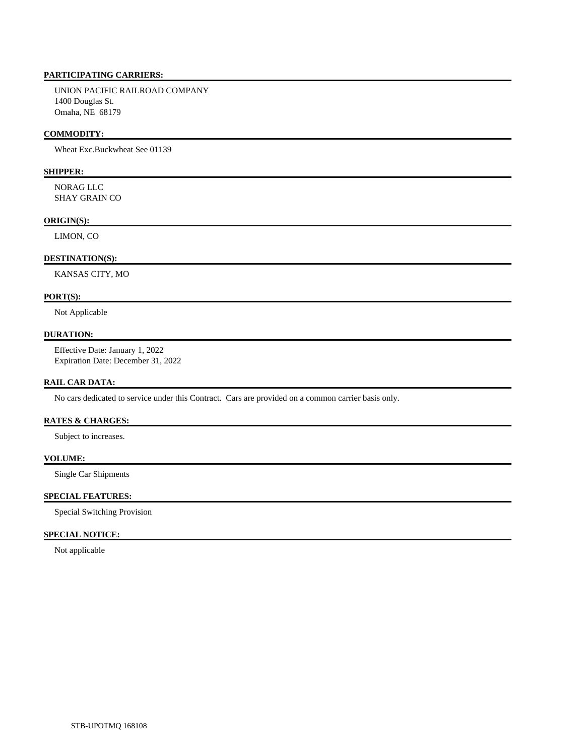**PARTICIPATING CARRIERS:**

UNION PACIFIC RAILROAD COMPANY
1400 Douglas St.
Omaha, NE 68179

**COMMODITY:**

Wheat Exc.Buckwheat See 01139

**SHIPPER:**

NORAG LLC
SHAY GRAIN CO

**ORIGIN(S):**

LIMON, CO

**DESTINATION(S):**

KANSAS CITY, MO

**PORT(S):**

Not Applicable

**DURATION:**

Effective Date: January 1, 2022
Expiration Date: December 31, 2022

**RAIL CAR DATA:**

No cars dedicated to service under this Contract. Cars are provided on a common carrier basis only.

**RATES & CHARGES:**

Subject to increases.

**VOLUME:**

Single Car Shipments

**SPECIAL FEATURES:**

Special Switching Provision

**SPECIAL NOTICE:**

Not applicable

STB-UPOTMQ 168108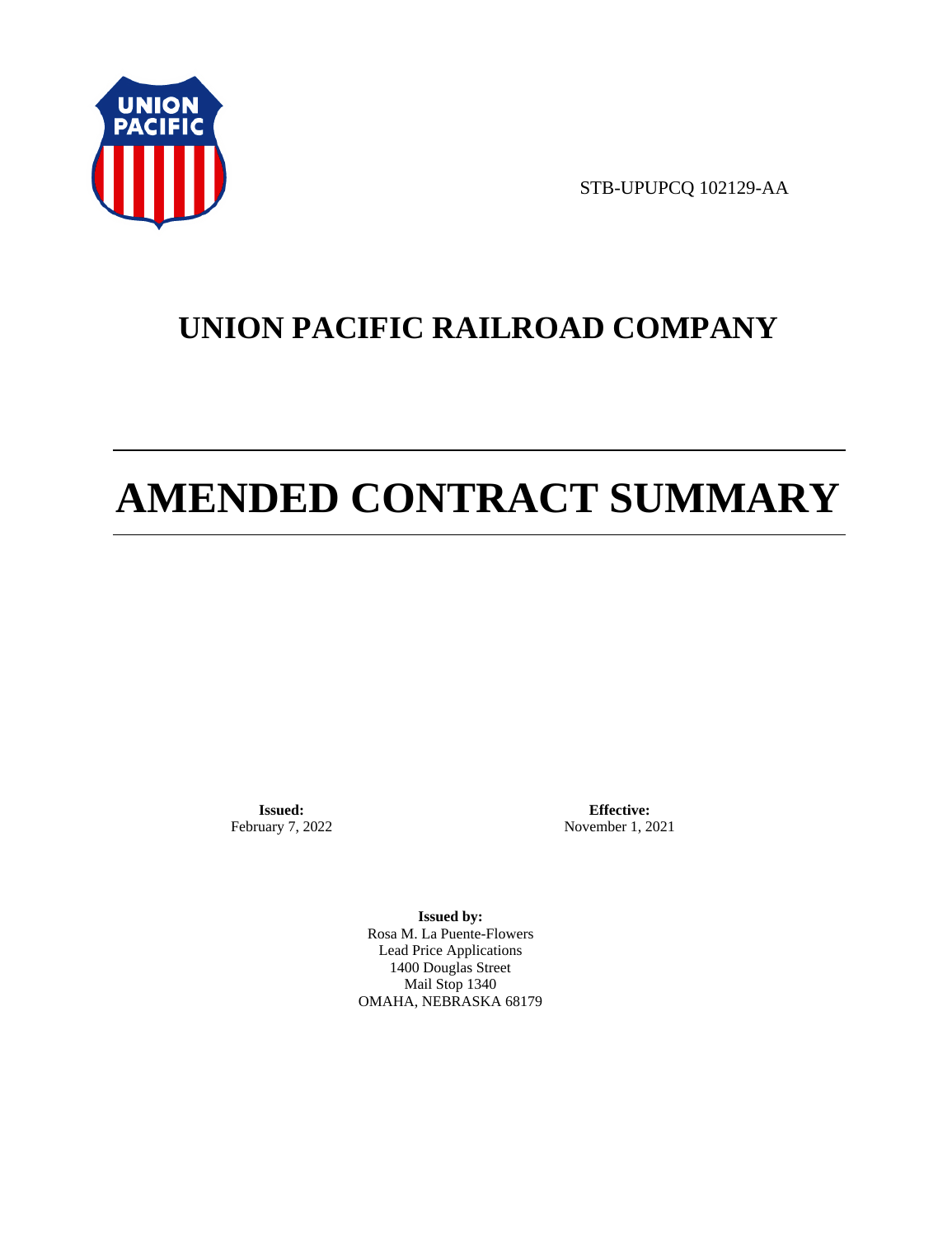STB-UPUPCQ 102129-AA

# UNION PACIFIC RAILROAD COMPANY

# AMENDED CONTRACT SUMMARY

**Issued:**
February 7, 2022

**Effective:**
November 1, 2021

**Issued by:**
Rosa M. La Puente-Flowers
Lead Price Applications
1400 Douglas Street
Mail Stop 1340
OMAHA, NEBRASKA 68179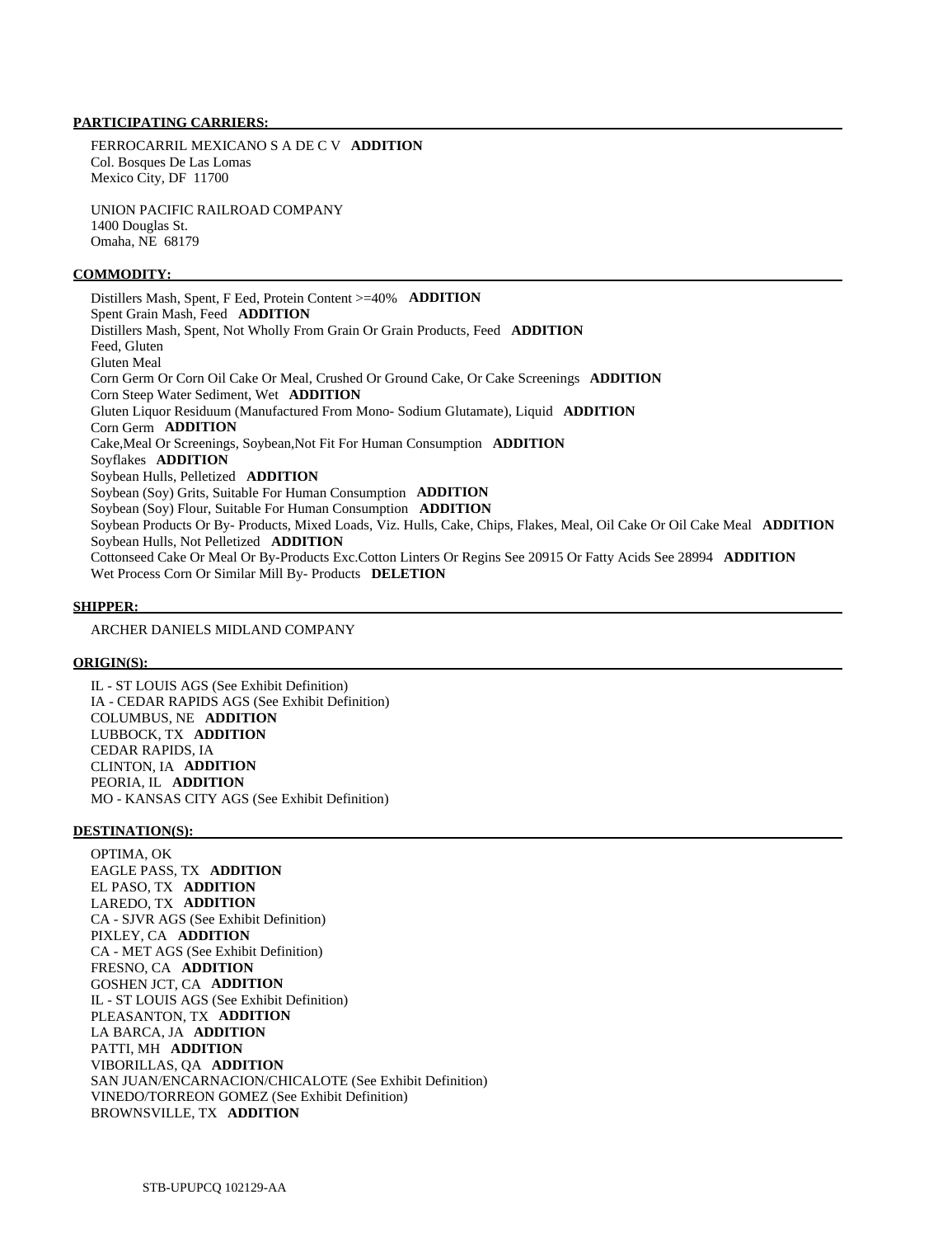**PARTICIPATING CARRIERS:**

FERROCARRIL MEXICANO S A DE C V **ADDITION**
Col. Bosques De Las Lomas
Mexico City, DF 11700

UNION PACIFIC RAILROAD COMPANY
1400 Douglas St.
Omaha, NE 68179

**COMMODITY:**

Distillers Mash, Spent, F Eed, Protein Content >=40% **ADDITION**
Spent Grain Mash, Feed **ADDITION**
Distillers Mash, Spent, Not Wholly From Grain Or Grain Products, Feed **ADDITION**
Feed, Gluten
Gluten Meal
Corn Germ Or Corn Oil Cake Or Meal, Crushed Or Ground Cake, Or Cake Screenings **ADDITION**
Corn Steep Water Sediment, Wet **ADDITION**
Gluten Liquor Residuum (Manufactured From Mono- Sodium Glutamate), Liquid **ADDITION**
Corn Germ **ADDITION**
Cake,Meal Or Screenings, Soybean,Not Fit For Human Consumption **ADDITION**
Soyflakes **ADDITION**
Soybean Hulls, Pelletized **ADDITION**
Soybean (Soy) Grits, Suitable For Human Consumption **ADDITION**
Soybean (Soy) Flour, Suitable For Human Consumption **ADDITION**
Soybean Products Or By- Products, Mixed Loads, Viz. Hulls, Cake, Chips, Flakes, Meal, Oil Cake Or Oil Cake Meal **ADDITION**
Soybean Hulls, Not Pelletized **ADDITION**
Cottonseed Cake Or Meal Or By-Products Exc.Cotton Linters Or Regins See 20915 Or Fatty Acids See 28994 **ADDITION**
Wet Process Corn Or Similar Mill By- Products **DELETION**

**SHIPPER:**

ARCHER DANIELS MIDLAND COMPANY

**ORIGIN(S):**

IL - ST LOUIS AGS (See Exhibit Definition)
IA - CEDAR RAPIDS AGS (See Exhibit Definition)
COLUMBUS, NE **ADDITION**
LUBBOCK, TX **ADDITION**
CEDAR RAPIDS, IA
CLINTON, IA **ADDITION**
PEORIA, IL **ADDITION**
MO - KANSAS CITY AGS (See Exhibit Definition)

**DESTINATION(S):**

OPTIMA, OK
EAGLE PASS, TX **ADDITION**
EL PASO, TX **ADDITION**
LAREDO, TX **ADDITION**
CA - SJVR AGS (See Exhibit Definition)
PIXLEY, CA **ADDITION**
CA - MET AGS (See Exhibit Definition)
FRESNO, CA **ADDITION**
GOSHEN JCT, CA **ADDITION**
IL - ST LOUIS AGS (See Exhibit Definition)
PLEASANTON, TX **ADDITION**
LA BARCA, JA **ADDITION**
PATTI, MH **ADDITION**
VIBORILLAS, QA **ADDITION**
SAN JUAN/ENCARNACION/CHICALOTE (See Exhibit Definition)
VINEDO/TORREON GOMEZ (See Exhibit Definition)
BROWNSVILLE, TX **ADDITION**

STB-UPUPCQ 102129-AA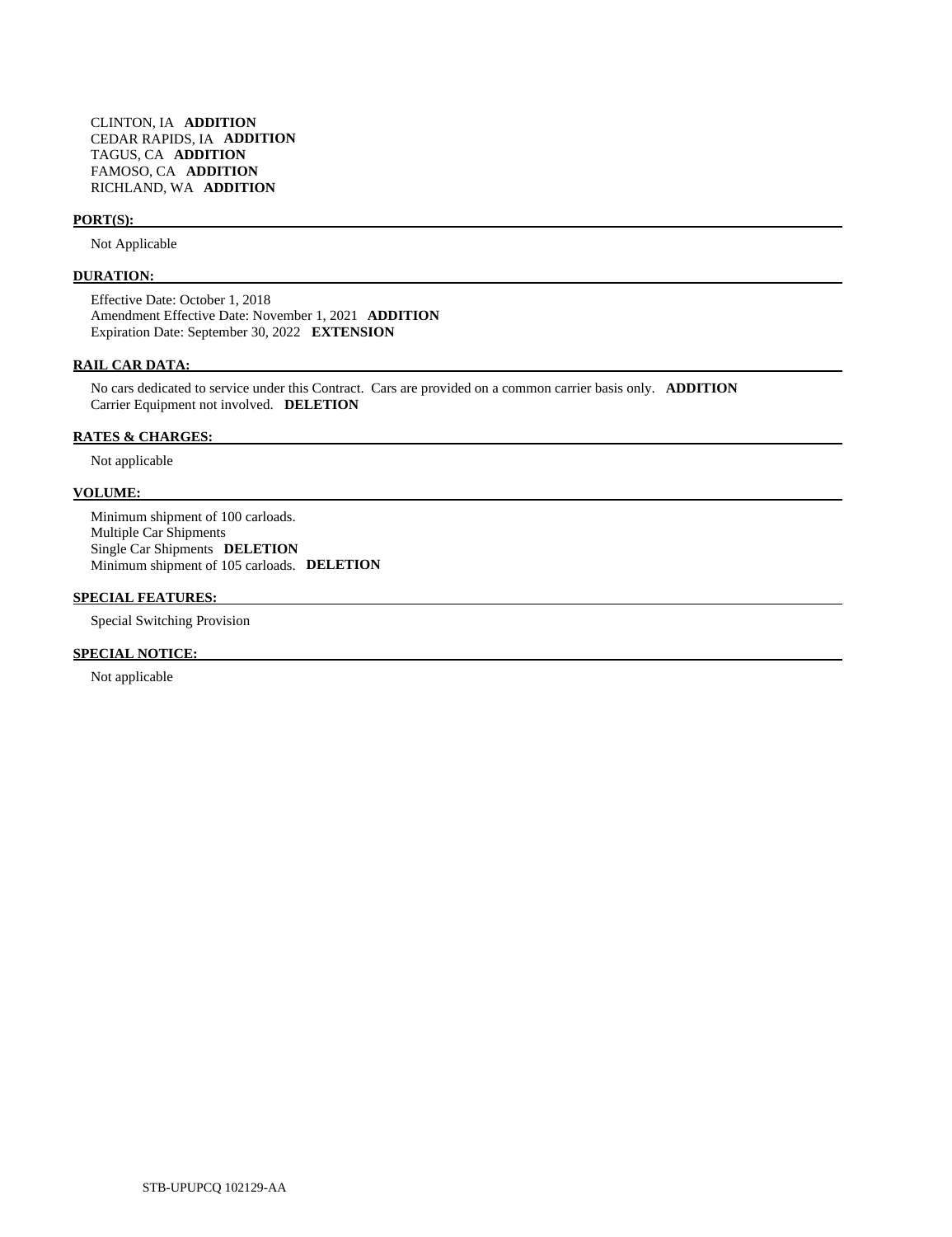CLINTON, IA **ADDITION**
CEDAR RAPIDS, IA **ADDITION**
TAGUS, CA **ADDITION**
FAMOSO, CA **ADDITION**
RICHLAND, WA **ADDITION**

**PORT(S):**

Not Applicable

**DURATION:**

Effective Date: October 1, 2018
Amendment Effective Date: November 1, 2021 **ADDITION**
Expiration Date: September 30, 2022 **EXTENSION**

**RAIL CAR DATA:**

No cars dedicated to service under this Contract. Cars are provided on a common carrier basis only. **ADDITION**
Carrier Equipment not involved. **DELETION**

**RATES & CHARGES:**

Not applicable

**VOLUME:**

Minimum shipment of 100 carloads.
Multiple Car Shipments
Single Car Shipments **DELETION**
Minimum shipment of 105 carloads. **DELETION**

**SPECIAL FEATURES:**

Special Switching Provision

**SPECIAL NOTICE:**

Not applicable

STB-UPUPCQ 102129-AA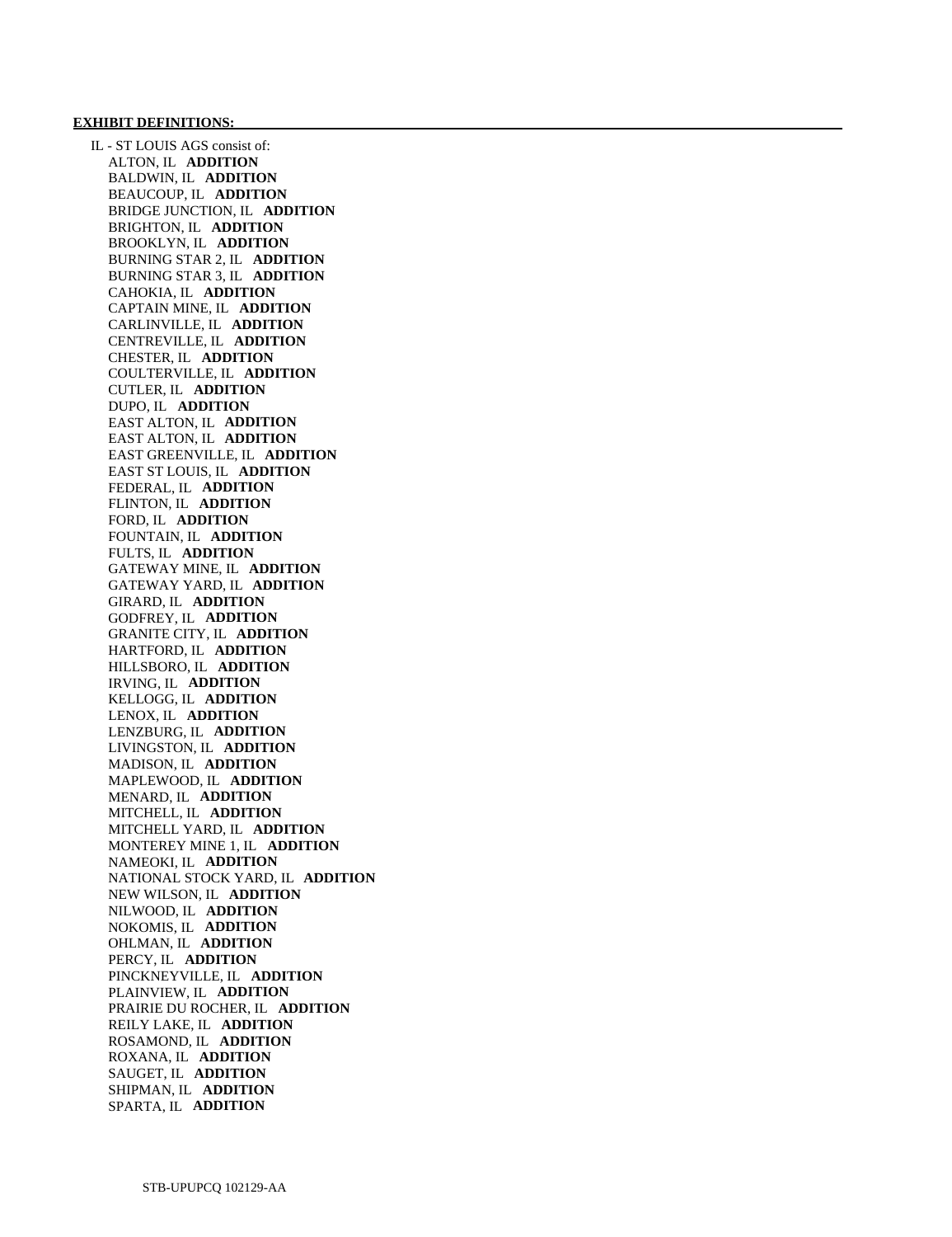**EXHIBIT DEFINITIONS:**

IL - ST LOUIS AGS consist of:

- ALTON, IL **ADDITION**
- BALDWIN, IL **ADDITION**
- BEAUCOUP, IL **ADDITION**
- BRIDGE JUNCTION, IL **ADDITION**
- BRIGHTON, IL **ADDITION**
- BROOKLYN, IL **ADDITION**
- BURNING STAR 2, IL **ADDITION**
- BURNING STAR 3, IL **ADDITION**
- CAHOKIA, IL **ADDITION**
- CAPTAIN MINE, IL **ADDITION**
- CARLINVILLE, IL **ADDITION**
- CENTREVILLE, IL **ADDITION**
- CHESTER, IL **ADDITION**
- COULTERVILLE, IL **ADDITION**
- CUTLER, IL **ADDITION**
- DUPO, IL **ADDITION**
- EAST ALTON, IL **ADDITION**
- EAST ALTON, IL **ADDITION**
- EAST GREENVILLE, IL **ADDITION**
- EAST ST LOUIS, IL **ADDITION**
- FEDERAL, IL **ADDITION**
- FLINTON, IL **ADDITION**
- FORD, IL **ADDITION**
- FOUNTAIN, IL **ADDITION**
- FULTS, IL **ADDITION**
- GATEWAY MINE, IL **ADDITION**
- GATEWAY YARD, IL **ADDITION**
- GIRARD, IL **ADDITION**
- GODFREY, IL **ADDITION**
- GRANITE CITY, IL **ADDITION**
- HARTFORD, IL **ADDITION**
- HILLSBORO, IL **ADDITION**
- IRVING, IL **ADDITION**
- KELLOGG, IL **ADDITION**
- LENOX, IL **ADDITION**
- LENZBURG, IL **ADDITION**
- LIVINGSTON, IL **ADDITION**
- MADISON, IL **ADDITION**
- MAPLEWOOD, IL **ADDITION**
- MENARD, IL **ADDITION**
- MITCHELL, IL **ADDITION**
- MITCHELL YARD, IL **ADDITION**
- MONTEREY MINE 1, IL **ADDITION**
- NAMEOKI, IL **ADDITION**
- NATIONAL STOCK YARD, IL **ADDITION**
- NEW WILSON, IL **ADDITION**
- NILWOOD, IL **ADDITION**
- NOKOMIS, IL **ADDITION**
- OHLMAN, IL **ADDITION**
- PERCY, IL **ADDITION**
- PINCKNEYVILLE, IL **ADDITION**
- PLAINVIEW, IL **ADDITION**
- PRAIRIE DU ROCHER, IL **ADDITION**
- REILY LAKE, IL **ADDITION**
- ROSAMOND, IL **ADDITION**
- ROXANA, IL **ADDITION**
- SAUGET, IL **ADDITION**
- SHIPMAN, IL **ADDITION**
- SPARTA, IL **ADDITION**

STB-UPUPCQ 102129-AA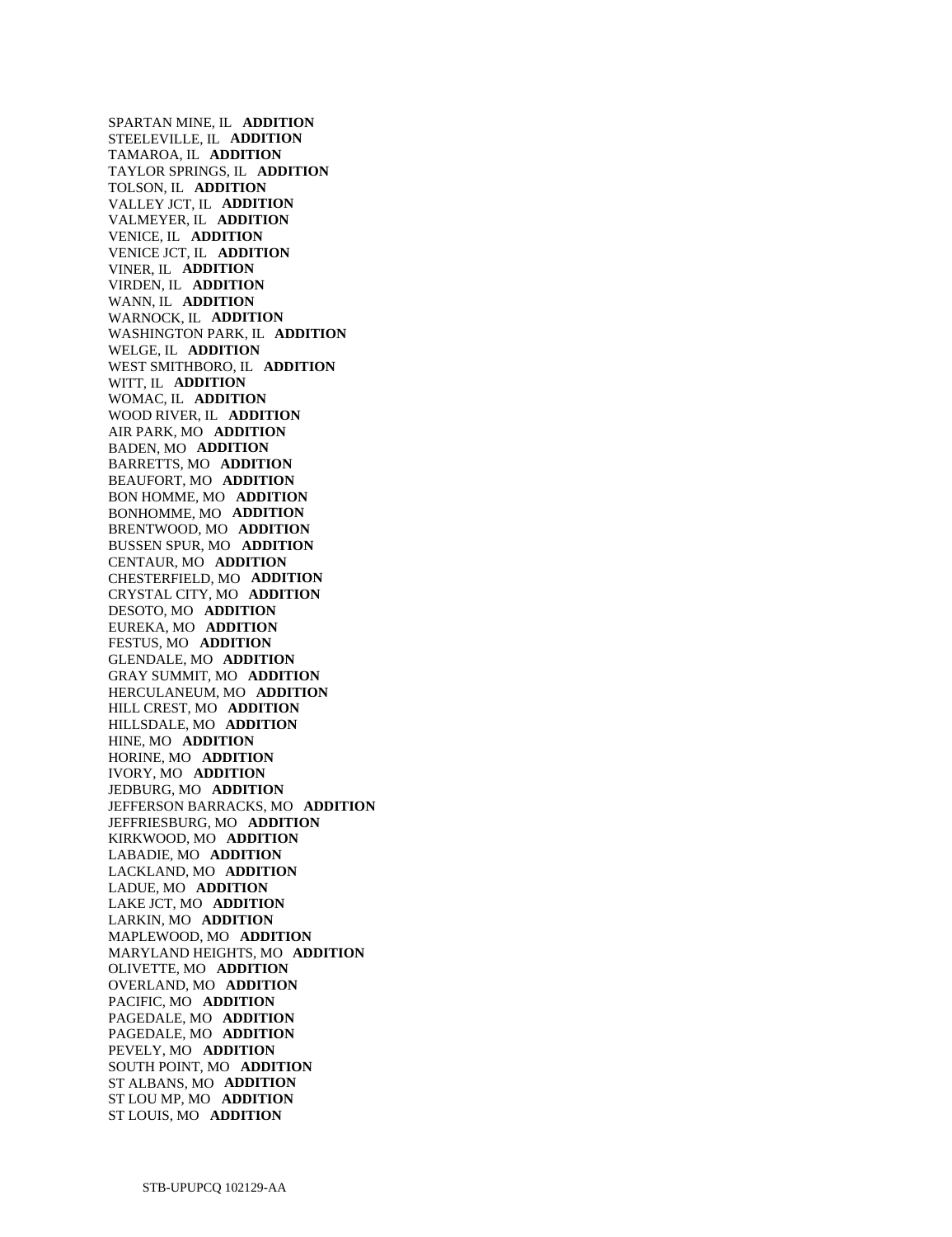SPARTAN MINE, IL **ADDITION**
STEELEVILLE, IL **ADDITION**
TAMAROA, IL **ADDITION**
TAYLOR SPRINGS, IL **ADDITION**
TOLSON, IL **ADDITION**
VALLEY JCT, IL **ADDITION**
VALMEYER, IL **ADDITION**
VENICE, IL **ADDITION**
VENICE JCT, IL **ADDITION**
VINER, IL **ADDITION**
VIRDEN, IL **ADDITION**
WANN, IL **ADDITION**
WARNOCK, IL **ADDITION**
WASHINGTON PARK, IL **ADDITION**
WELGE, IL **ADDITION**
WEST SMITHBORO, IL **ADDITION**
WITT, IL **ADDITION**
WOMAC, IL **ADDITION**
WOOD RIVER, IL **ADDITION**
AIR PARK, MO **ADDITION**
BADEN, MO **ADDITION**
BARRETTS, MO **ADDITION**
BEAUFORT, MO **ADDITION**
BON HOMME, MO **ADDITION**
BONHOMME, MO **ADDITION**
BRENTWOOD, MO **ADDITION**
BUSSEN SPUR, MO **ADDITION**
CENTAUR, MO **ADDITION**
CHESTERFIELD, MO **ADDITION**
CRYSTAL CITY, MO **ADDITION**
DESOTO, MO **ADDITION**
EUREKA, MO **ADDITION**
FESTUS, MO **ADDITION**
GLENDALE, MO **ADDITION**
GRAY SUMMIT, MO **ADDITION**
HERCULANEUM, MO **ADDITION**
HILL CREST, MO **ADDITION**
HILLSDALE, MO **ADDITION**
HINE, MO **ADDITION**
HORINE, MO **ADDITION**
IVORY, MO **ADDITION**
JEDBURG, MO **ADDITION**
JEFFERSON BARRACKS, MO **ADDITION**
JEFFRIESBURG, MO **ADDITION**
KIRKWOOD, MO **ADDITION**
LABADIE, MO **ADDITION**
LACKLAND, MO **ADDITION**
LADUE, MO **ADDITION**
LAKE JCT, MO **ADDITION**
LARKIN, MO **ADDITION**
MAPLEWOOD, MO **ADDITION**
MARYLAND HEIGHTS, MO **ADDITION**
OLIVETTE, MO **ADDITION**
OVERLAND, MO **ADDITION**
PACIFIC, MO **ADDITION**
PAGEDALE, MO **ADDITION**
PAGEDALE, MO **ADDITION**
PEVELY, MO **ADDITION**
SOUTH POINT, MO **ADDITION**
ST ALBANS, MO **ADDITION**
ST LOU MP, MO **ADDITION**
ST LOUIS, MO **ADDITION**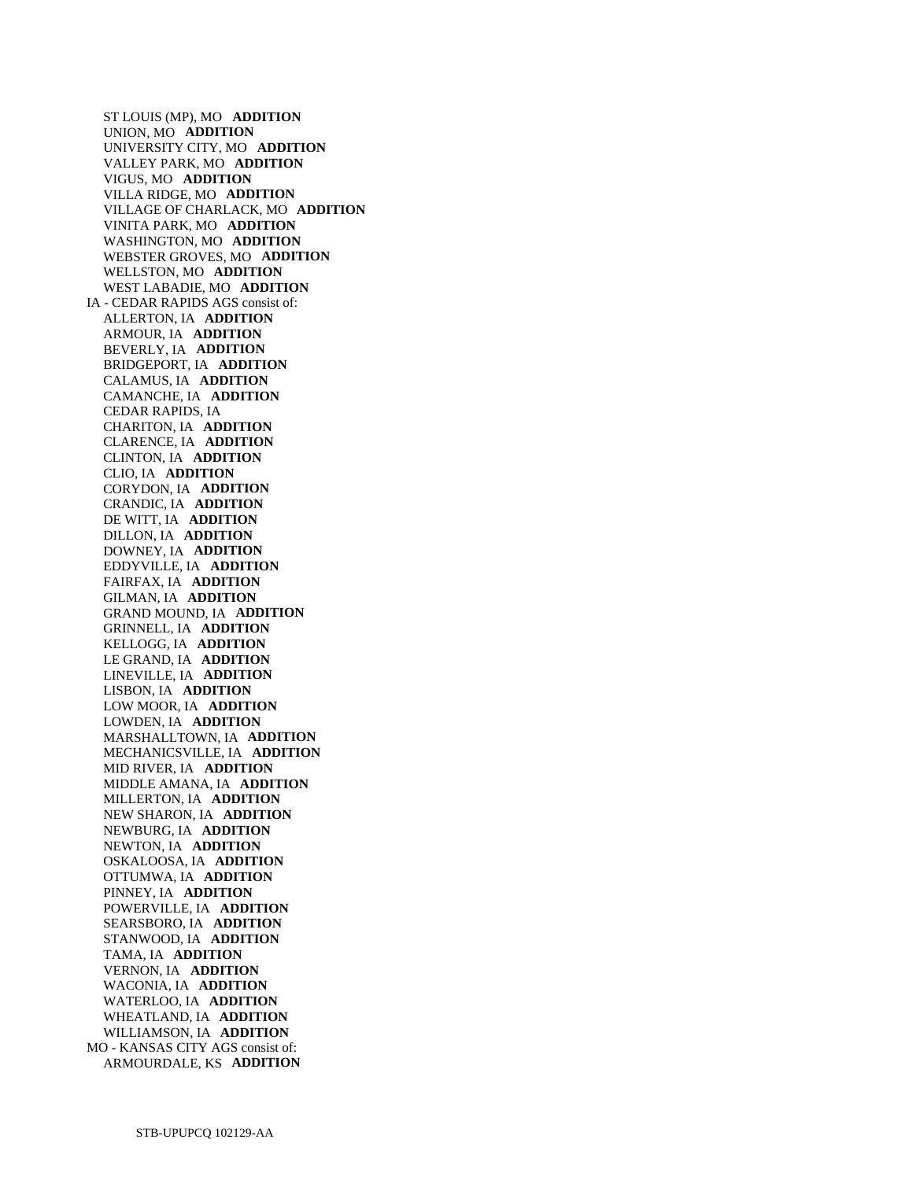ST LOUIS (MP), MO **ADDITION**
UNION, MO **ADDITION**
UNIVERSITY CITY, MO **ADDITION**
VALLEY PARK, MO **ADDITION**
VIGUS, MO **ADDITION**
VILLA RIDGE, MO **ADDITION**
VILLAGE OF CHARLACK, MO **ADDITION**
VINITA PARK, MO **ADDITION**
WASHINGTON, MO **ADDITION**
WEBSTER GROVES, MO **ADDITION**
WELLSTON, MO **ADDITION**
WEST LABADIE, MO **ADDITION**

IA - CEDAR RAPIDS AGS consist of:
ALLERTON, IA **ADDITION**
ARMOUR, IA **ADDITION**
BEVERLY, IA **ADDITION**
BRIDGEPORT, IA **ADDITION**
CALAMUS, IA **ADDITION**
CAMANCHE, IA **ADDITION**
CEDAR RAPIDS, IA
CHARITON, IA **ADDITION**
CLARENCE, IA **ADDITION**
CLINTON, IA **ADDITION**
CLIO, IA **ADDITION**
CORYDON, IA **ADDITION**
CRANDIC, IA **ADDITION**
DE WITT, IA **ADDITION**
DILLON, IA **ADDITION**
DOWNEY, IA **ADDITION**
EDDYVILLE, IA **ADDITION**
FAIRFAX, IA **ADDITION**
GILMAN, IA **ADDITION**
GRAND MOUND, IA **ADDITION**
GRINNELL, IA **ADDITION**
KELLOGG, IA **ADDITION**
LE GRAND, IA **ADDITION**
LINEVILLE, IA **ADDITION**
LISBON, IA **ADDITION**
LOW MOOR, IA **ADDITION**
LOWDEN, IA **ADDITION**
MARSHALLTOWN, IA **ADDITION**
MECHANICSVILLE, IA **ADDITION**
MID RIVER, IA **ADDITION**
MIDDLE AMANA, IA **ADDITION**
MILLERTON, IA **ADDITION**
NEW SHARON, IA **ADDITION**
NEWBURG, IA **ADDITION**
NEWTON, IA **ADDITION**
OSKALOOSA, IA **ADDITION**
OTTUMWA, IA **ADDITION**
PINNEY, IA **ADDITION**
POWERVILLE, IA **ADDITION**
SEARSBORO, IA **ADDITION**
STANWOOD, IA **ADDITION**
TAMA, IA **ADDITION**
VERNON, IA **ADDITION**
WACONIA, IA **ADDITION**
WATERLOO, IA **ADDITION**
WHEATLAND, IA **ADDITION**
WILLIAMSON, IA **ADDITION**

MO - KANSAS CITY AGS consist of:
ARMOURDALE, KS **ADDITION**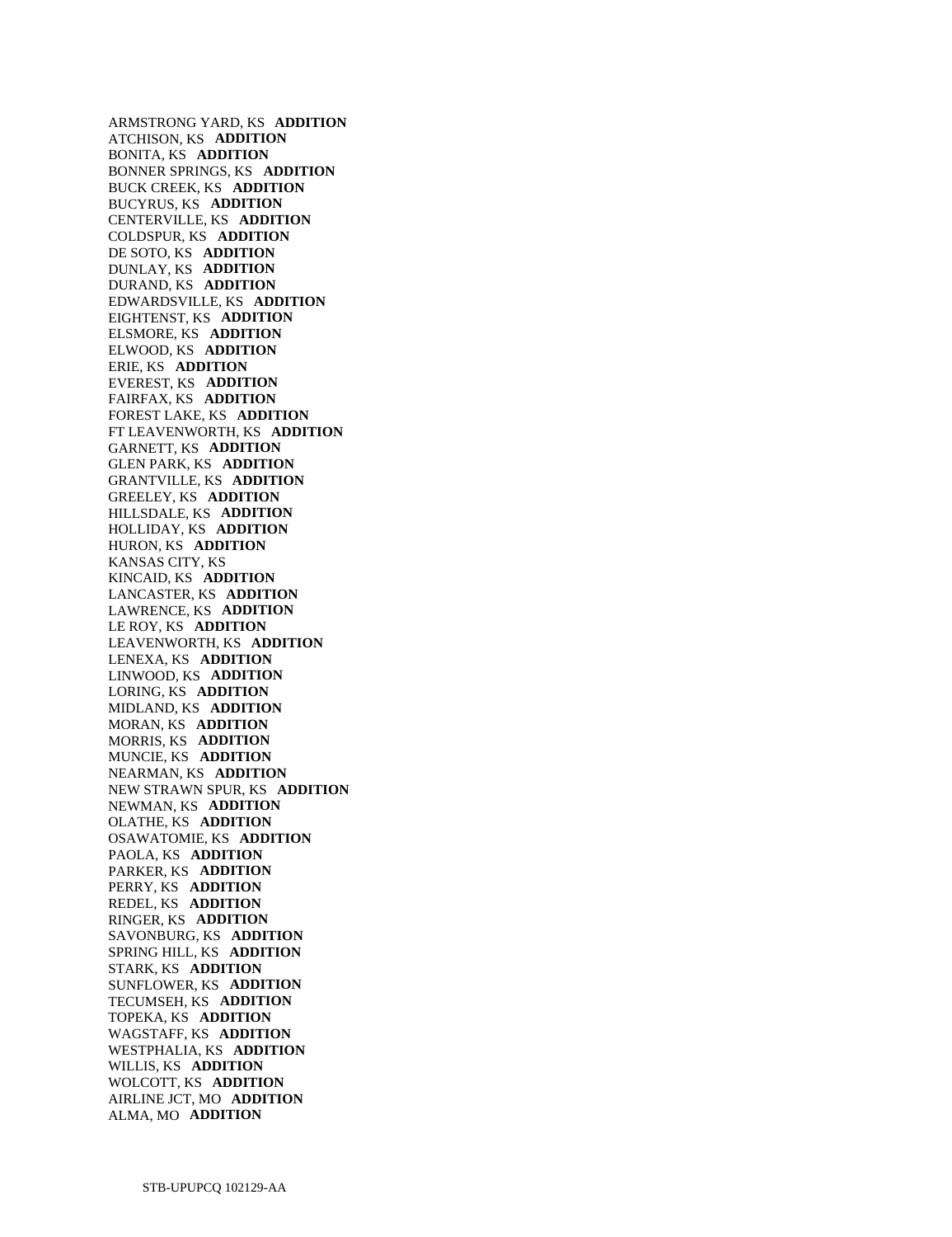ARMSTRONG YARD, KS **ADDITION**
ATCHISON, KS **ADDITION**
BONITA, KS **ADDITION**
BONNER SPRINGS, KS **ADDITION**
BUCK CREEK, KS **ADDITION**
BUCYRUS, KS **ADDITION**
CENTERVILLE, KS **ADDITION**
COLDSPUR, KS **ADDITION**
DE SOTO, KS **ADDITION**
DUNLAY, KS **ADDITION**
DURAND, KS **ADDITION**
EDWARDSVILLE, KS **ADDITION**
EIGHTENST, KS **ADDITION**
ELSMORE, KS **ADDITION**
ELWOOD, KS **ADDITION**
ERIE, KS **ADDITION**
EVEREST, KS **ADDITION**
FAIRFAX, KS **ADDITION**
FOREST LAKE, KS **ADDITION**
FT LEAVENWORTH, KS **ADDITION**
GARNETT, KS **ADDITION**
GLEN PARK, KS **ADDITION**
GRANTVILLE, KS **ADDITION**
GREELEY, KS **ADDITION**
HILLSDALE, KS **ADDITION**
HOLLIDAY, KS **ADDITION**
HURON, KS **ADDITION**
KANSAS CITY, KS
KINCAID, KS **ADDITION**
LANCASTER, KS **ADDITION**
LAWRENCE, KS **ADDITION**
LE ROY, KS **ADDITION**
LEAVENWORTH, KS **ADDITION**
LENEXA, KS **ADDITION**
LINWOOD, KS **ADDITION**
LORING, KS **ADDITION**
MIDLAND, KS **ADDITION**
MORAN, KS **ADDITION**
MORRIS, KS **ADDITION**
MUNCIE, KS **ADDITION**
NEARMAN, KS **ADDITION**
NEW STRAWN SPUR, KS **ADDITION**
NEWMAN, KS **ADDITION**
OLATHE, KS **ADDITION**
OSAWATOMIE, KS **ADDITION**
PAOLA, KS **ADDITION**
PARKER, KS **ADDITION**
PERRY, KS **ADDITION**
REDEL, KS **ADDITION**
RINGER, KS **ADDITION**
SAVONBURG, KS **ADDITION**
SPRING HILL, KS **ADDITION**
STARK, KS **ADDITION**
SUNFLOWER, KS **ADDITION**
TECUMSEH, KS **ADDITION**
TOPEKA, KS **ADDITION**
WAGSTAFF, KS **ADDITION**
WESTPHALIA, KS **ADDITION**
WILLIS, KS **ADDITION**
WOLCOTT, KS **ADDITION**
AIRLINE JCT, MO **ADDITION**
ALMA, MO **ADDITION**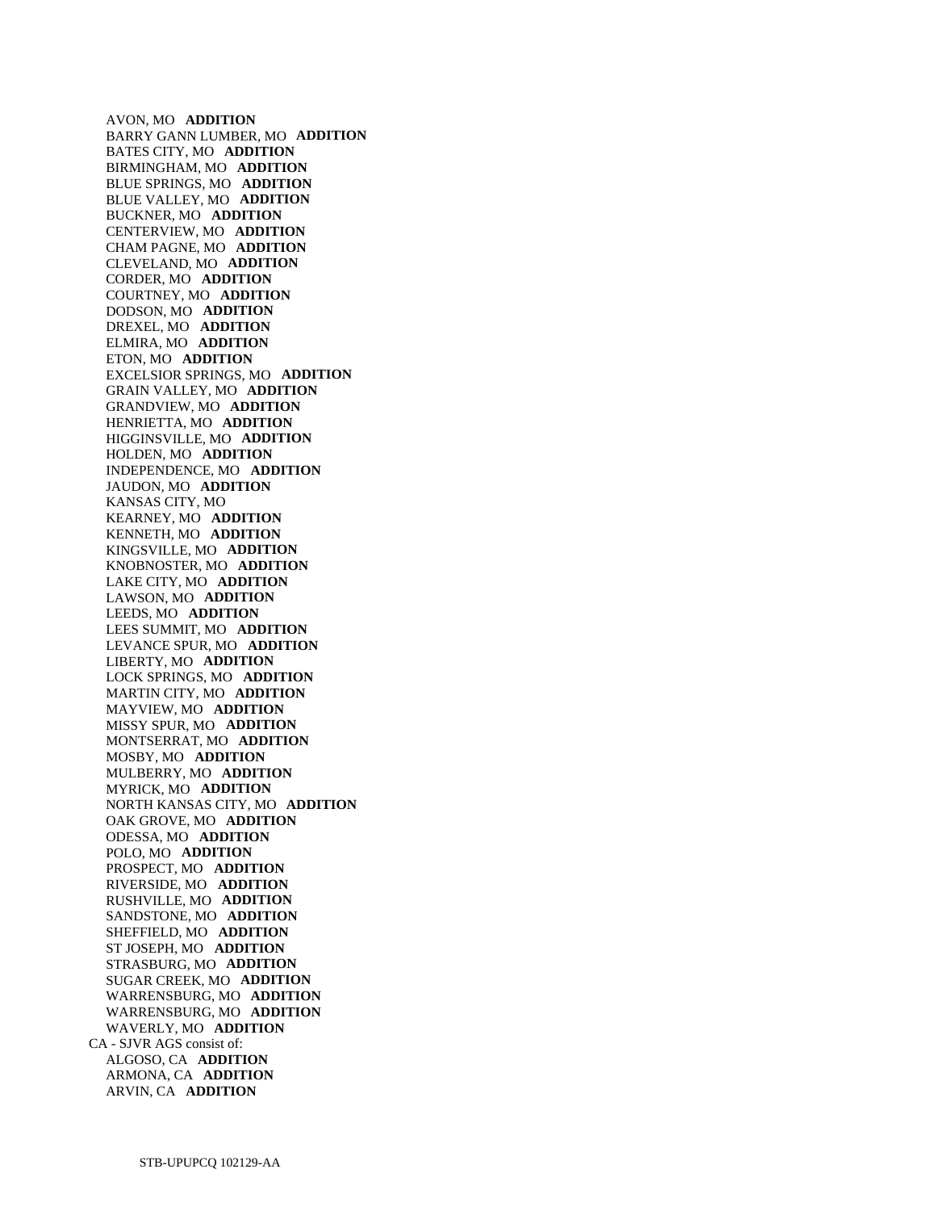AVON, MO **ADDITION**
BARRY GANN LUMBER, MO **ADDITION**
BATES CITY, MO **ADDITION**
BIRMINGHAM, MO **ADDITION**
BLUE SPRINGS, MO **ADDITION**
BLUE VALLEY, MO **ADDITION**
BUCKNER, MO **ADDITION**
CENTERVIEW, MO **ADDITION**
CHAM PAGNE, MO **ADDITION**
CLEVELAND, MO **ADDITION**
CORDER, MO **ADDITION**
COURTNEY, MO **ADDITION**
DODSON, MO **ADDITION**
DREXEL, MO **ADDITION**
ELMIRA, MO **ADDITION**
ETON, MO **ADDITION**
EXCELSIOR SPRINGS, MO **ADDITION**
GRAIN VALLEY, MO **ADDITION**
GRANDVIEW, MO **ADDITION**
HENRIETTA, MO **ADDITION**
HIGGINSVILLE, MO **ADDITION**
HOLDEN, MO **ADDITION**
INDEPENDENCE, MO **ADDITION**
JAUDON, MO **ADDITION**
KANSAS CITY, MO
KEARNEY, MO **ADDITION**
KENNETH, MO **ADDITION**
KINGSVILLE, MO **ADDITION**
KNOBNOSTER, MO **ADDITION**
LAKE CITY, MO **ADDITION**
LAWSON, MO **ADDITION**
LEEDS, MO **ADDITION**
LEES SUMMIT, MO **ADDITION**
LEVANCE SPUR, MO **ADDITION**
LIBERTY, MO **ADDITION**
LOCK SPRINGS, MO **ADDITION**
MARTIN CITY, MO **ADDITION**
MAYVIEW, MO **ADDITION**
MISSY SPUR, MO **ADDITION**
MONTSERRAT, MO **ADDITION**
MOSBY, MO **ADDITION**
MULBERRY, MO **ADDITION**
MYRICK, MO **ADDITION**
NORTH KANSAS CITY, MO **ADDITION**
OAK GROVE, MO **ADDITION**
ODESSA, MO **ADDITION**
POLO, MO **ADDITION**
PROSPECT, MO **ADDITION**
RIVERSIDE, MO **ADDITION**
RUSHVILLE, MO **ADDITION**
SANDSTONE, MO **ADDITION**
SHEFFIELD, MO **ADDITION**
ST JOSEPH, MO **ADDITION**
STRASBURG, MO **ADDITION**
SUGAR CREEK, MO **ADDITION**
WARRENSBURG, MO **ADDITION**
WARRENSBURG, MO **ADDITION**
WAVERLY, MO **ADDITION**

CA - SJVR AGS consist of:

ALGOSO, CA **ADDITION**
ARMONA, CA **ADDITION**
ARVIN, CA **ADDITION**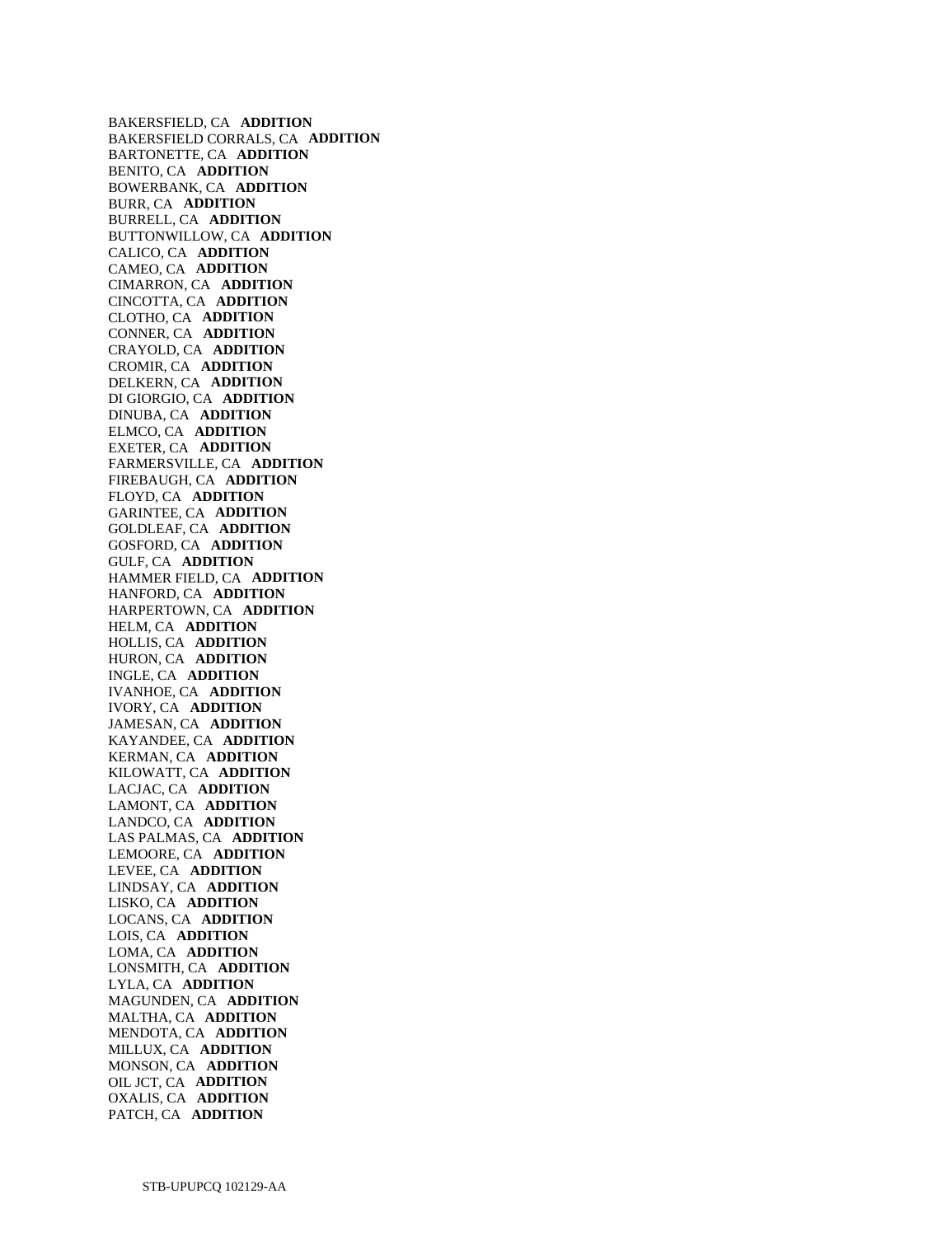BAKERSFIELD, CA **ADDITION**
BAKERSFIELD CORRALS, CA **ADDITION**
BARTONETTE, CA **ADDITION**
BENITO, CA **ADDITION**
BOWERBANK, CA **ADDITION**
BURR, CA **ADDITION**
BURRELL, CA **ADDITION**
BUTTONWILLOW, CA **ADDITION**
CALICO, CA **ADDITION**
CAMEO, CA **ADDITION**
CIMARRON, CA **ADDITION**
CINCOTTA, CA **ADDITION**
CLOTHO, CA **ADDITION**
CONNER, CA **ADDITION**
CRAYOLD, CA **ADDITION**
CROMIR, CA **ADDITION**
DELKERN, CA **ADDITION**
DI GIORGIO, CA **ADDITION**
DINUBA, CA **ADDITION**
ELMCO, CA **ADDITION**
EXETER, CA **ADDITION**
FARMERSVILLE, CA **ADDITION**
FIREBAUGH, CA **ADDITION**
FLOYD, CA **ADDITION**
GARINTEE, CA **ADDITION**
GOLDLEAF, CA **ADDITION**
GOSFORD, CA **ADDITION**
GULF, CA **ADDITION**
HAMMER FIELD, CA **ADDITION**
HANFORD, CA **ADDITION**
HARPERTOWN, CA **ADDITION**
HELM, CA **ADDITION**
HOLLIS, CA **ADDITION**
HURON, CA **ADDITION**
INGLE, CA **ADDITION**
IVANHOE, CA **ADDITION**
IVORY, CA **ADDITION**
JAMESAN, CA **ADDITION**
KAYANDEE, CA **ADDITION**
KERMAN, CA **ADDITION**
KILOWATT, CA **ADDITION**
LACJAC, CA **ADDITION**
LAMONT, CA **ADDITION**
LANDCO, CA **ADDITION**
LAS PALMAS, CA **ADDITION**
LEMOORE, CA **ADDITION**
LEVEE, CA **ADDITION**
LINDSAY, CA **ADDITION**
LISKO, CA **ADDITION**
LOCANS, CA **ADDITION**
LOIS, CA **ADDITION**
LOMA, CA **ADDITION**
LONSMITH, CA **ADDITION**
LYLA, CA **ADDITION**
MAGUNDEN, CA **ADDITION**
MALTHA, CA **ADDITION**
MENDOTA, CA **ADDITION**
MILLUX, CA **ADDITION**
MONSON, CA **ADDITION**
OIL JCT, CA **ADDITION**
OXALIS, CA **ADDITION**
PATCH, CA **ADDITION**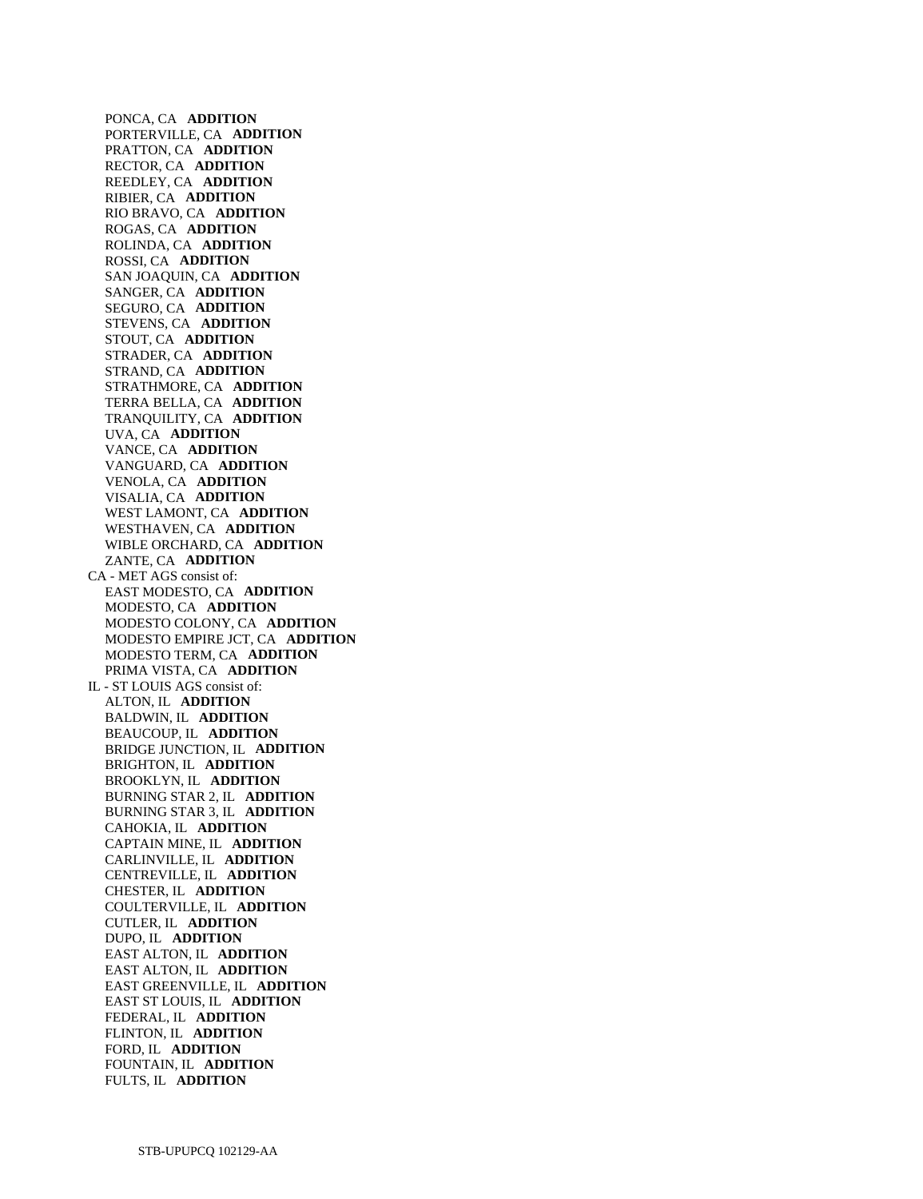PONCA, CA **ADDITION**
PORTERVILLE, CA **ADDITION**
PRATTON, CA **ADDITION**
RECTOR, CA **ADDITION**
REEDLEY, CA **ADDITION**
RIBIER, CA **ADDITION**
RIO BRAVO, CA **ADDITION**
ROGAS, CA **ADDITION**
ROLINDA, CA **ADDITION**
ROSSI, CA **ADDITION**
SAN JOAQUIN, CA **ADDITION**
SANGER, CA **ADDITION**
SEGURO, CA **ADDITION**
STEVENS, CA **ADDITION**
STOUT, CA **ADDITION**
STRADER, CA **ADDITION**
STRAND, CA **ADDITION**
STRATHMORE, CA **ADDITION**
TERRA BELLA, CA **ADDITION**
TRANQUILITY, CA **ADDITION**
UVA, CA **ADDITION**
VANCE, CA **ADDITION**
VANGUARD, CA **ADDITION**
VENOLA, CA **ADDITION**
VISALIA, CA **ADDITION**
WEST LAMONT, CA **ADDITION**
WESTHAVEN, CA **ADDITION**
WIBLE ORCHARD, CA **ADDITION**
ZANTE, CA **ADDITION**

CA - MET AGS consist of:
EAST MODESTO, CA **ADDITION**
MODESTO, CA **ADDITION**
MODESTO COLONY, CA **ADDITION**
MODESTO EMPIRE JCT, CA **ADDITION**
MODESTO TERM, CA **ADDITION**
PRIMA VISTA, CA **ADDITION**

IL - ST LOUIS AGS consist of:
ALTON, IL **ADDITION**
BALDWIN, IL **ADDITION**
BEAUCOUP, IL **ADDITION**
BRIDGE JUNCTION, IL **ADDITION**
BRIGHTON, IL **ADDITION**
BROOKLYN, IL **ADDITION**
BURNING STAR 2, IL **ADDITION**
BURNING STAR 3, IL **ADDITION**
CAHOKIA, IL **ADDITION**
CAPTAIN MINE, IL **ADDITION**
CARLINVILLE, IL **ADDITION**
CENTREVILLE, IL **ADDITION**
CHESTER, IL **ADDITION**
COULTERVILLE, IL **ADDITION**
CUTLER, IL **ADDITION**
DUPO, IL **ADDITION**
EAST ALTON, IL **ADDITION**
EAST ALTON, IL **ADDITION**
EAST GREENVILLE, IL **ADDITION**
EAST ST LOUIS, IL **ADDITION**
FEDERAL, IL **ADDITION**
FLINTON, IL **ADDITION**
FORD, IL **ADDITION**
FOUNTAIN, IL **ADDITION**
FULTS, IL **ADDITION**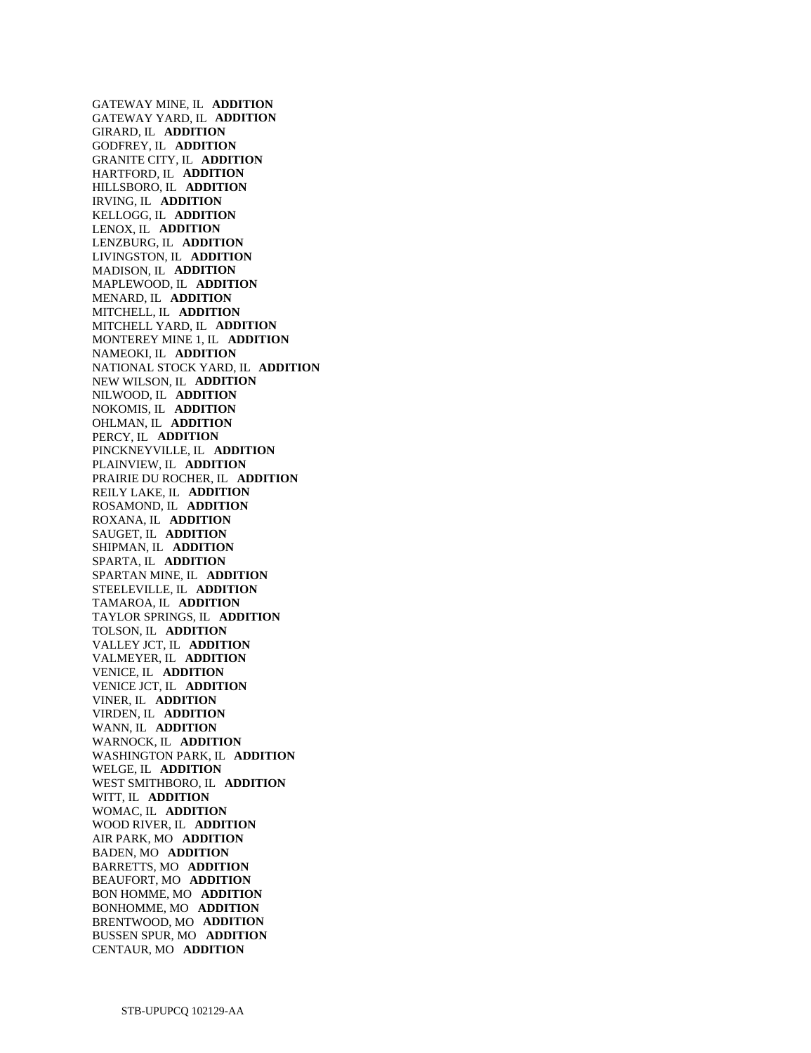GATEWAY MINE, IL **ADDITION**
GATEWAY YARD, IL **ADDITION**
GIRARD, IL **ADDITION**
GODFREY, IL **ADDITION**
GRANITE CITY, IL **ADDITION**
HARTFORD, IL **ADDITION**
HILLSBORO, IL **ADDITION**
IRVING, IL **ADDITION**
KELLOGG, IL **ADDITION**
LENOX, IL **ADDITION**
LENZBURG, IL **ADDITION**
LIVINGSTON, IL **ADDITION**
MADISON, IL **ADDITION**
MAPLEWOOD, IL **ADDITION**
MENARD, IL **ADDITION**
MITCHELL, IL **ADDITION**
MITCHELL YARD, IL **ADDITION**
MONTEREY MINE 1, IL **ADDITION**
NAMEOKI, IL **ADDITION**
NATIONAL STOCK YARD, IL **ADDITION**
NEW WILSON, IL **ADDITION**
NILWOOD, IL **ADDITION**
NOKOMIS, IL **ADDITION**
OHLMAN, IL **ADDITION**
PERCY, IL **ADDITION**
PINCKNEYVILLE, IL **ADDITION**
PLAINVIEW, IL **ADDITION**
PRAIRIE DU ROCHER, IL **ADDITION**
REILY LAKE, IL **ADDITION**
ROSAMOND, IL **ADDITION**
ROXANA, IL **ADDITION**
SAUGET, IL **ADDITION**
SHIPMAN, IL **ADDITION**
SPARTA, IL **ADDITION**
SPARTAN MINE, IL **ADDITION**
STEELEVILLE, IL **ADDITION**
TAMAROA, IL **ADDITION**
TAYLOR SPRINGS, IL **ADDITION**
TOLSON, IL **ADDITION**
VALLEY JCT, IL **ADDITION**
VALMEYER, IL **ADDITION**
VENICE, IL **ADDITION**
VENICE JCT, IL **ADDITION**
VINER, IL **ADDITION**
VIRDEN, IL **ADDITION**
WANN, IL **ADDITION**
WARNOCK, IL **ADDITION**
WASHINGTON PARK, IL **ADDITION**
WELGE, IL **ADDITION**
WEST SMITHBORO, IL **ADDITION**
WITT, IL **ADDITION**
WOMAC, IL **ADDITION**
WOOD RIVER, IL **ADDITION**
AIR PARK, MO **ADDITION**
BADEN, MO **ADDITION**
BARRETTS, MO **ADDITION**
BEAUFORT, MO **ADDITION**
BON HOMME, MO **ADDITION**
BONHOMME, MO **ADDITION**
BRENTWOOD, MO **ADDITION**
BUSSEN SPUR, MO **ADDITION**
CENTAUR, MO **ADDITION**

STB-UPUPCQ 102129-AA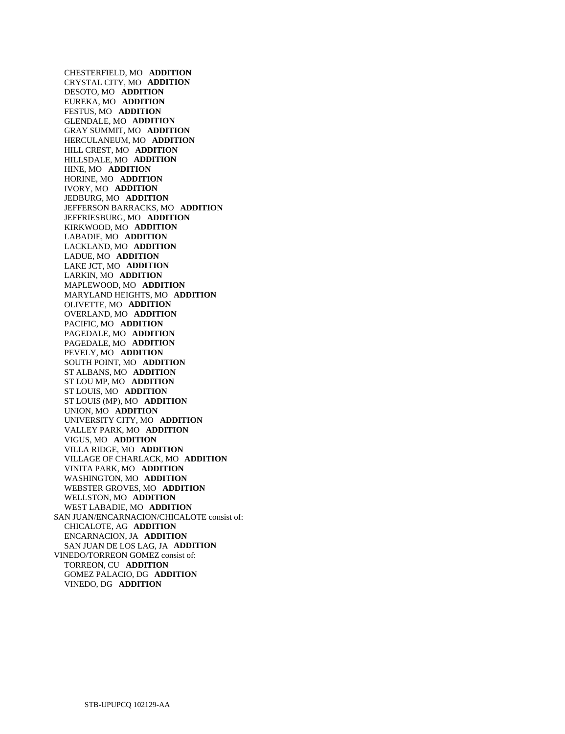CHESTERFIELD, MO **ADDITION**
CRYSTAL CITY, MO **ADDITION**
DESOTO, MO **ADDITION**
EUREKA, MO **ADDITION**
FESTUS, MO **ADDITION**
GLENDALE, MO **ADDITION**
GRAY SUMMIT, MO **ADDITION**
HERCULANEUM, MO **ADDITION**
HILL CREST, MO **ADDITION**
HILLSDALE, MO **ADDITION**
HINE, MO **ADDITION**
HORINE, MO **ADDITION**
IVORY, MO **ADDITION**
JEDBURG, MO **ADDITION**
JEFFERSON BARRACKS, MO **ADDITION**
JEFFRIESBURG, MO **ADDITION**
KIRKWOOD, MO **ADDITION**
LABADIE, MO **ADDITION**
LACKLAND, MO **ADDITION**
LADUE, MO **ADDITION**
LAKE JCT, MO **ADDITION**
LARKIN, MO **ADDITION**
MAPLEWOOD, MO **ADDITION**
MARYLAND HEIGHTS, MO **ADDITION**
OLIVETTE, MO **ADDITION**
OVERLAND, MO **ADDITION**
PACIFIC, MO **ADDITION**
PAGEDALE, MO **ADDITION**
PAGEDALE, MO **ADDITION**
PEVELY, MO **ADDITION**
SOUTH POINT, MO **ADDITION**
ST ALBANS, MO **ADDITION**
ST LOU MP, MO **ADDITION**
ST LOUIS, MO **ADDITION**
ST LOUIS (MP), MO **ADDITION**
UNION, MO **ADDITION**
UNIVERSITY CITY, MO **ADDITION**
VALLEY PARK, MO **ADDITION**
VIGUS, MO **ADDITION**
VILLA RIDGE, MO **ADDITION**
VILLAGE OF CHARLACK, MO **ADDITION**
VINITA PARK, MO **ADDITION**
WASHINGTON, MO **ADDITION**
WEBSTER GROVES, MO **ADDITION**
WELLSTON, MO **ADDITION**
WEST LABADIE, MO **ADDITION**

SAN JUAN/ENCARNACION/CHICALOTE consist of:
CHICALOTE, AG **ADDITION**
ENCARNACION, JA **ADDITION**
SAN JUAN DE LOS LAG, JA **ADDITION**

VINEDO/TORREON GOMEZ consist of:
TORREON, CU **ADDITION**
GOMEZ PALACIO, DG **ADDITION**
VINEDO, DG **ADDITION**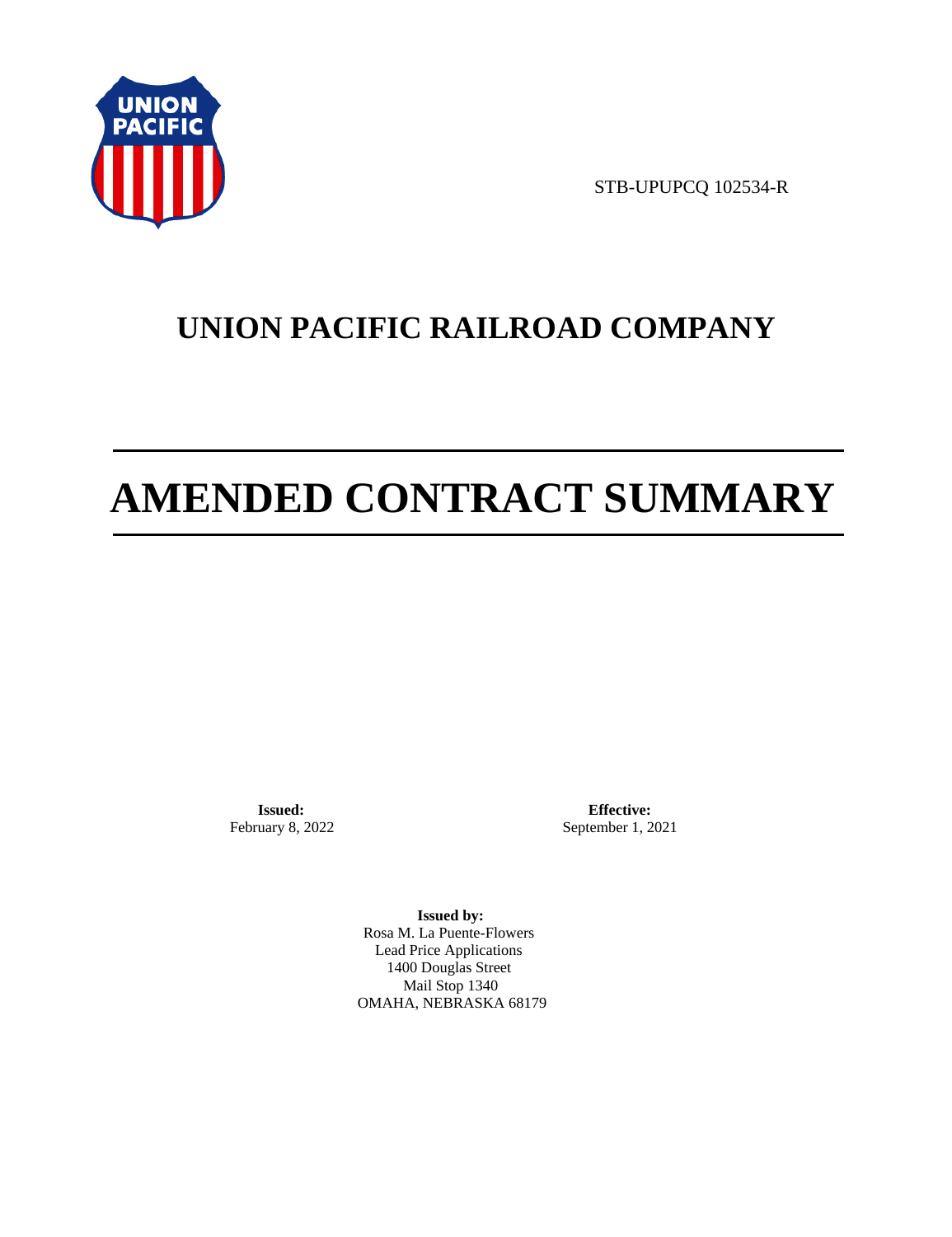STB-UPUPCQ 102534-R

# UNION PACIFIC RAILROAD COMPANY

# AMENDED CONTRACT SUMMARY

**Issued:**
February 8, 2022

**Effective:**
September 1, 2021

**Issued by:**
Rosa M. La Puente-Flowers
Lead Price Applications
1400 Douglas Street
Mail Stop 1340
OMAHA, NEBRASKA 68179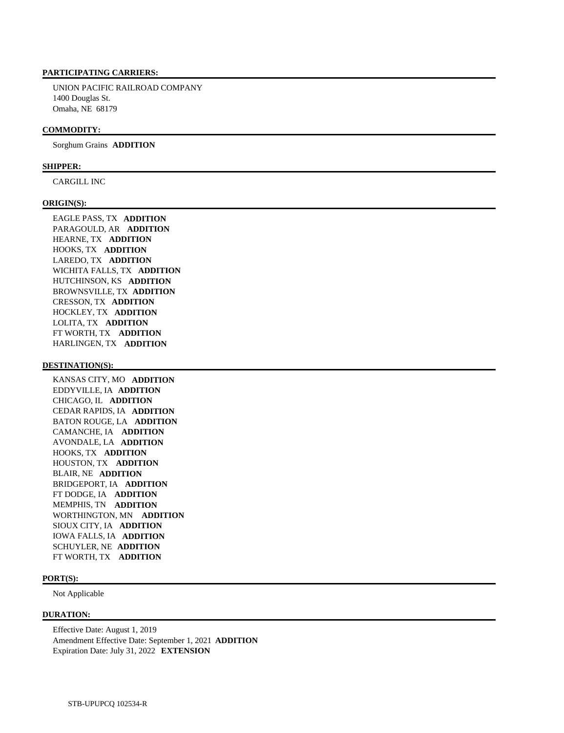**PARTICIPATING CARRIERS:**

UNION PACIFIC RAILROAD COMPANY
1400 Douglas St.
Omaha, NE 68179

**COMMODITY:**

Sorghum Grains **ADDITION**

**SHIPPER:**

CARGILL INC

**ORIGIN(S):**

EAGLE PASS, TX **ADDITION**
PARAGOULD, AR **ADDITION**
HEARNE, TX **ADDITION**
HOOKS, TX **ADDITION**
LAREDO, TX **ADDITION**
WICHITA FALLS, TX **ADDITION**
HUTCHINSON, KS **ADDITION**
BROWNSVILLE, TX **ADDITION**
CRESSON, TX **ADDITION**
HOCKLEY, TX **ADDITION**
LOLITA, TX **ADDITION**
FT WORTH, TX **ADDITION**
HARLINGEN, TX **ADDITION**

**DESTINATION(S):**

KANSAS CITY, MO **ADDITION**
EDDYVILLE, IA **ADDITION**
CHICAGO, IL **ADDITION**
CEDAR RAPIDS, IA **ADDITION**
BATON ROUGE, LA **ADDITION**
CAMANCHE, IA **ADDITION**
AVONDALE, LA **ADDITION**
HOOKS, TX **ADDITION**
HOUSTON, TX **ADDITION**
BLAIR, NE **ADDITION**
BRIDGEPORT, IA **ADDITION**
FT DODGE, IA **ADDITION**
MEMPHIS, TN **ADDITION**
WORTHINGTON, MN **ADDITION**
SIOUX CITY, IA **ADDITION**
IOWA FALLS, IA **ADDITION**
SCHUYLER, NE **ADDITION**
FT WORTH, TX **ADDITION**

**PORT(S):**

Not Applicable

**DURATION:**

Effective Date: August 1, 2019
Amendment Effective Date: September 1, 2021 **ADDITION**
Expiration Date: July 31, 2022 **EXTENSION**

STB-UPUPCQ 102534-R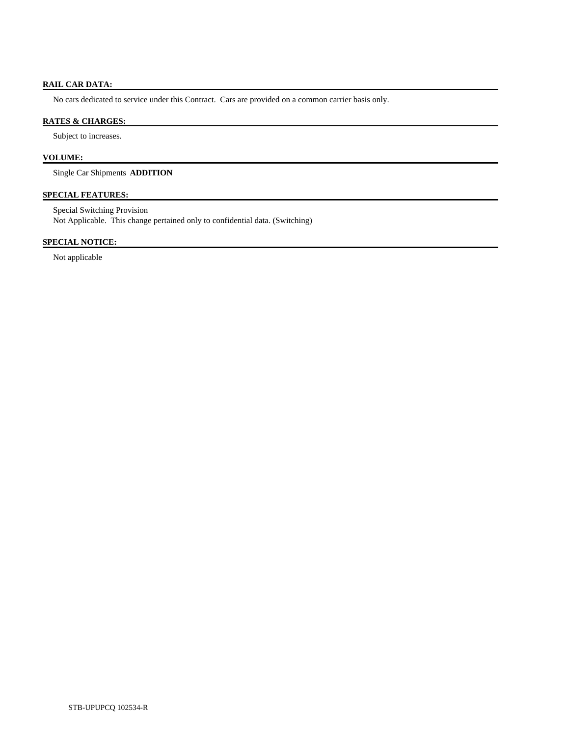## RAIL CAR DATA:

No cars dedicated to service under this Contract. Cars are provided on a common carrier basis only.

## RATES & CHARGES:

Subject to increases.

## VOLUME:

Single Car Shipments **ADDITION**

## SPECIAL FEATURES:

Special Switching Provision
Not Applicable. This change pertained only to confidential data. (Switching)

## SPECIAL NOTICE:

Not applicable

STB-UPUPCQ 102534-R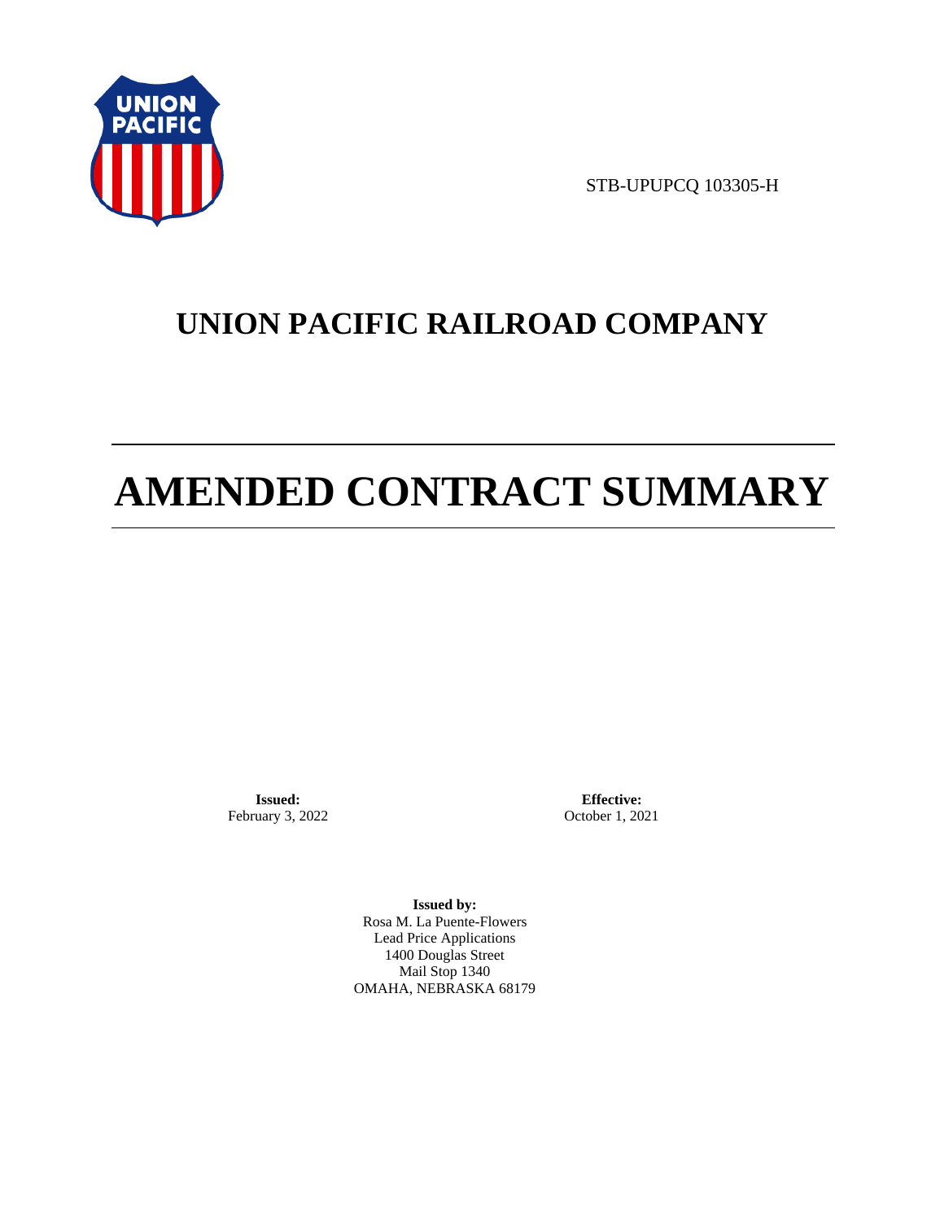STB-UPUPCQ 103305-H

# UNION PACIFIC RAILROAD COMPANY

# AMENDED CONTRACT SUMMARY

**Issued:**
February 3, 2022

**Effective:**
October 1, 2021

**Issued by:**
Rosa M. La Puente-Flowers
Lead Price Applications
1400 Douglas Street
Mail Stop 1340
OMAHA, NEBRASKA 68179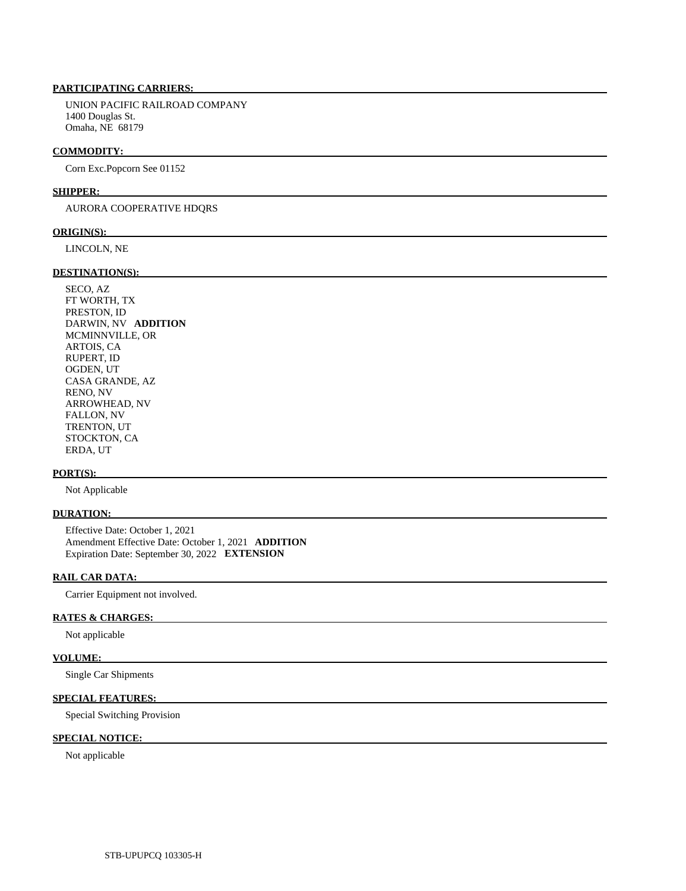## PARTICIPATING CARRIERS:

UNION PACIFIC RAILROAD COMPANY
1400 Douglas St.
Omaha, NE 68179

## COMMODITY:

Corn Exc.Popcorn See 01152

## SHIPPER:

AURORA COOPERATIVE HDQRS

## ORIGIN(S):

LINCOLN, NE

## DESTINATION(S):

SECO, AZ
FT WORTH, TX
PRESTON, ID
DARWIN, NV **ADDITION**
MCMINNVILLE, OR
ARTOIS, CA
RUPERT, ID
OGDEN, UT
CASA GRANDE, AZ
RENO, NV
ARROWHEAD, NV
FALLON, NV
TRENTON, UT
STOCKTON, CA
ERDA, UT

## PORT(S):

Not Applicable

## DURATION:

Effective Date: October 1, 2021
Amendment Effective Date: October 1, 2021 **ADDITION**
Expiration Date: September 30, 2022 **EXTENSION**

## RAIL CAR DATA:

Carrier Equipment not involved.

## RATES & CHARGES:

Not applicable

## VOLUME:

Single Car Shipments

## SPECIAL FEATURES:

Special Switching Provision

## SPECIAL NOTICE:

Not applicable

STB-UPUPCQ 103305-H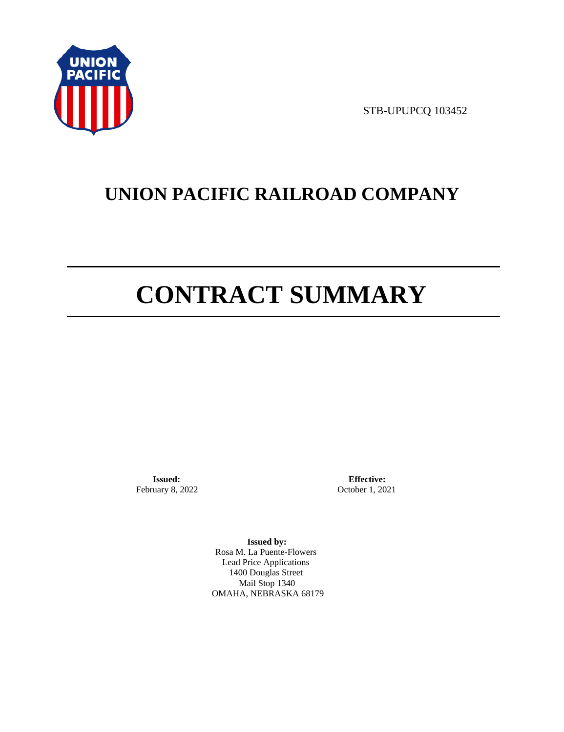STB-UPUPCQ 103452

# UNION PACIFIC RAILROAD COMPANY

# CONTRACT SUMMARY

**Issued:**
February 8, 2022

**Effective:**
October 1, 2021

**Issued by:**
Rosa M. La Puente-Flowers
Lead Price Applications
1400 Douglas Street
Mail Stop 1340
OMAHA, NEBRASKA 68179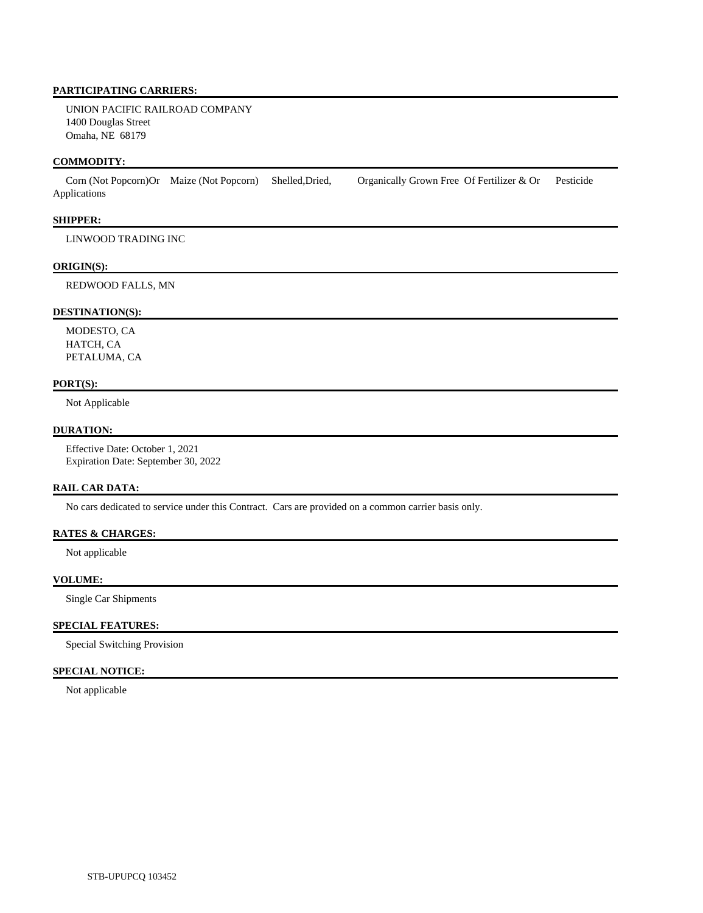**PARTICIPATING CARRIERS:**

UNION PACIFIC RAILROAD COMPANY
1400 Douglas Street
Omaha, NE 68179

**COMMODITY:**

Corn (Not Popcorn)Or Maize (Not Popcorn) Shelled,Dried, Organically Grown Free Of Fertilizer & Or Pesticide Applications

**SHIPPER:**

LINWOOD TRADING INC

**ORIGIN(S):**

REDWOOD FALLS, MN

**DESTINATION(S):**

MODESTO, CA
HATCH, CA
PETALUMA, CA

**PORT(S):**

Not Applicable

**DURATION:**

Effective Date: October 1, 2021
Expiration Date: September 30, 2022

**RAIL CAR DATA:**

No cars dedicated to service under this Contract. Cars are provided on a common carrier basis only.

**RATES & CHARGES:**

Not applicable

**VOLUME:**

Single Car Shipments

**SPECIAL FEATURES:**

Special Switching Provision

**SPECIAL NOTICE:**

Not applicable

STB-UPUPCQ 103452